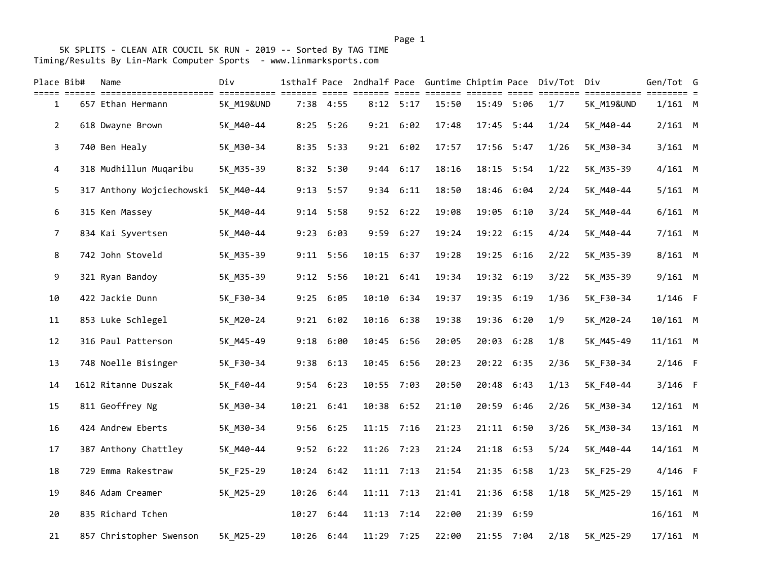5K SPLITS - CLEAN AIR COUCIL 5K RUN - 2019 -- Sorted By TAG TIME

Timing/Results By Lin-Mark Computer Sports - www.linmarksports.com

| Place | Bib# | Name | Div | 1sthalf | Pace | 2ndhalf | Pace | Guntime | Chiptim | Pace | Div/Tot | Div | Gen/Tot | G |
|---|---|---|---|---|---|---|---|---|---|---|---|---|---|---|
| 1 | 657 | Ethan Hermann | 5K_M19&UND | 7:38 | 4:55 | 8:12 | 5:17 | 15:50 | 15:49 | 5:06 | 1/7 | 5K_M19&UND | 1/161 | M |
| 2 | 618 | Dwayne Brown | 5K_M40-44 | 8:25 | 5:26 | 9:21 | 6:02 | 17:48 | 17:45 | 5:44 | 1/24 | 5K_M40-44 | 2/161 | M |
| 3 | 740 | Ben Healy | 5K_M30-34 | 8:35 | 5:33 | 9:21 | 6:02 | 17:57 | 17:56 | 5:47 | 1/26 | 5K_M30-34 | 3/161 | M |
| 4 | 318 | Mudhillun Muqaribu | 5K_M35-39 | 8:32 | 5:30 | 9:44 | 6:17 | 18:16 | 18:15 | 5:54 | 1/22 | 5K_M35-39 | 4/161 | M |
| 5 | 317 | Anthony Wojciechowski | 5K_M40-44 | 9:13 | 5:57 | 9:34 | 6:11 | 18:50 | 18:46 | 6:04 | 2/24 | 5K_M40-44 | 5/161 | M |
| 6 | 315 | Ken Massey | 5K_M40-44 | 9:14 | 5:58 | 9:52 | 6:22 | 19:08 | 19:05 | 6:10 | 3/24 | 5K_M40-44 | 6/161 | M |
| 7 | 834 | Kai Syvertsen | 5K_M40-44 | 9:23 | 6:03 | 9:59 | 6:27 | 19:24 | 19:22 | 6:15 | 4/24 | 5K_M40-44 | 7/161 | M |
| 8 | 742 | John Stoveld | 5K_M35-39 | 9:11 | 5:56 | 10:15 | 6:37 | 19:28 | 19:25 | 6:16 | 2/22 | 5K_M35-39 | 8/161 | M |
| 9 | 321 | Ryan Bandoy | 5K_M35-39 | 9:12 | 5:56 | 10:21 | 6:41 | 19:34 | 19:32 | 6:19 | 3/22 | 5K_M35-39 | 9/161 | M |
| 10 | 422 | Jackie Dunn | 5K_F30-34 | 9:25 | 6:05 | 10:10 | 6:34 | 19:37 | 19:35 | 6:19 | 1/36 | 5K_F30-34 | 1/146 | F |
| 11 | 853 | Luke Schlegel | 5K_M20-24 | 9:21 | 6:02 | 10:16 | 6:38 | 19:38 | 19:36 | 6:20 | 1/9 | 5K_M20-24 | 10/161 | M |
| 12 | 316 | Paul Patterson | 5K_M45-49 | 9:18 | 6:00 | 10:45 | 6:56 | 20:05 | 20:03 | 6:28 | 1/8 | 5K_M45-49 | 11/161 | M |
| 13 | 748 | Noelle Bisinger | 5K_F30-34 | 9:38 | 6:13 | 10:45 | 6:56 | 20:23 | 20:22 | 6:35 | 2/36 | 5K_F30-34 | 2/146 | F |
| 14 | 1612 | Ritanne Duszak | 5K_F40-44 | 9:54 | 6:23 | 10:55 | 7:03 | 20:50 | 20:48 | 6:43 | 1/13 | 5K_F40-44 | 3/146 | F |
| 15 | 811 | Geoffrey Ng | 5K_M30-34 | 10:21 | 6:41 | 10:38 | 6:52 | 21:10 | 20:59 | 6:46 | 2/26 | 5K_M30-34 | 12/161 | M |
| 16 | 424 | Andrew Eberts | 5K_M30-34 | 9:56 | 6:25 | 11:15 | 7:16 | 21:23 | 21:11 | 6:50 | 3/26 | 5K_M30-34 | 13/161 | M |
| 17 | 387 | Anthony Chattley | 5K_M40-44 | 9:52 | 6:22 | 11:26 | 7:23 | 21:24 | 21:18 | 6:53 | 5/24 | 5K_M40-44 | 14/161 | M |
| 18 | 729 | Emma Rakestraw | 5K_F25-29 | 10:24 | 6:42 | 11:11 | 7:13 | 21:54 | 21:35 | 6:58 | 1/23 | 5K_F25-29 | 4/146 | F |
| 19 | 846 | Adam Creamer | 5K_M25-29 | 10:26 | 6:44 | 11:11 | 7:13 | 21:41 | 21:36 | 6:58 | 1/18 | 5K_M25-29 | 15/161 | M |
| 20 | 835 | Richard Tchen | | 10:27 | 6:44 | 11:13 | 7:14 | 22:00 | 21:39 | 6:59 | | | 16/161 | M |
| 21 | 857 | Christopher Swenson | 5K_M25-29 | 10:26 | 6:44 | 11:29 | 7:25 | 22:00 | 21:55 | 7:04 | 2/18 | 5K_M25-29 | 17/161 | M |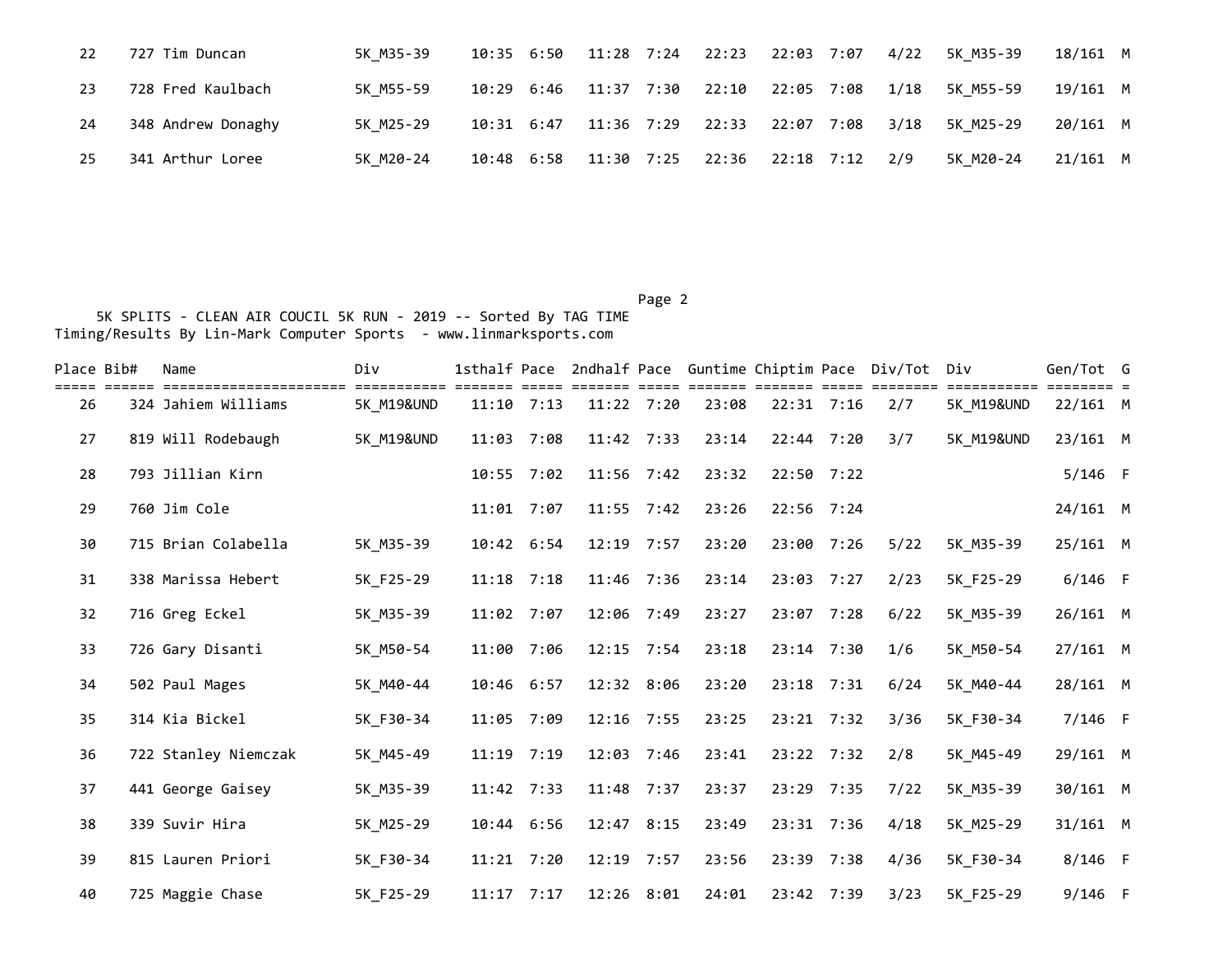| Place | Bib# | Name | Div | 1sthalf | Pace | 2ndhalf | Pace | Guntime | Chiptim | Pace | Div/Tot | Div | Gen/Tot | G |
|---|---|---|---|---|---|---|---|---|---|---|---|---|---|---|
| 22 | 727 | Tim Duncan | 5K_M35-39 | 10:35 | 6:50 | 11:28 | 7:24 | 22:23 | 22:03 | 7:07 | 4/22 | 5K_M35-39 | 18/161 | M |
| 23 | 728 | Fred Kaulbach | 5K_M55-59 | 10:29 | 6:46 | 11:37 | 7:30 | 22:10 | 22:05 | 7:08 | 1/18 | 5K_M55-59 | 19/161 | M |
| 24 | 348 | Andrew Donaghy | 5K_M25-29 | 10:31 | 6:47 | 11:36 | 7:29 | 22:33 | 22:07 | 7:08 | 3/18 | 5K_M25-29 | 20/161 | M |
| 25 | 341 | Arthur Loree | 5K_M20-24 | 10:48 | 6:58 | 11:30 | 7:25 | 22:36 | 22:18 | 7:12 | 2/9 | 5K_M20-24 | 21/161 | M |

5K SPLITS - CLEAN AIR COUCIL 5K RUN - 2019 -- Sorted By TAG TIME

Timing/Results By Lin-Mark Computer Sports - www.linmarksports.com

| Place | Bib# | Name | Div | 1sthalf | Pace | 2ndhalf | Pace | Guntime | Chiptim | Pace | Div/Tot | Div | Gen/Tot | G |
|---|---|---|---|---|---|---|---|---|---|---|---|---|---|---|
| 26 | 324 | Jahiem Williams | 5K_M19&UND | 11:10 | 7:13 | 11:22 | 7:20 | 23:08 | 22:31 | 7:16 | 2/7 | 5K_M19&UND | 22/161 | M |
| 27 | 819 | Will Rodebaugh | 5K_M19&UND | 11:03 | 7:08 | 11:42 | 7:33 | 23:14 | 22:44 | 7:20 | 3/7 | 5K_M19&UND | 23/161 | M |
| 28 | 793 | Jillian Kirn | | 10:55 | 7:02 | 11:56 | 7:42 | 23:32 | 22:50 | 7:22 | | | 5/146 | F |
| 29 | 760 | Jim Cole | | 11:01 | 7:07 | 11:55 | 7:42 | 23:26 | 22:56 | 7:24 | | | 24/161 | M |
| 30 | 715 | Brian Colabella | 5K_M35-39 | 10:42 | 6:54 | 12:19 | 7:57 | 23:20 | 23:00 | 7:26 | 5/22 | 5K_M35-39 | 25/161 | M |
| 31 | 338 | Marissa Hebert | 5K_F25-29 | 11:18 | 7:18 | 11:46 | 7:36 | 23:14 | 23:03 | 7:27 | 2/23 | 5K_F25-29 | 6/146 | F |
| 32 | 716 | Greg Eckel | 5K_M35-39 | 11:02 | 7:07 | 12:06 | 7:49 | 23:27 | 23:07 | 7:28 | 6/22 | 5K_M35-39 | 26/161 | M |
| 33 | 726 | Gary Disanti | 5K_M50-54 | 11:00 | 7:06 | 12:15 | 7:54 | 23:18 | 23:14 | 7:30 | 1/6 | 5K_M50-54 | 27/161 | M |
| 34 | 502 | Paul Mages | 5K_M40-44 | 10:46 | 6:57 | 12:32 | 8:06 | 23:20 | 23:18 | 7:31 | 6/24 | 5K_M40-44 | 28/161 | M |
| 35 | 314 | Kia Bickel | 5K_F30-34 | 11:05 | 7:09 | 12:16 | 7:55 | 23:25 | 23:21 | 7:32 | 3/36 | 5K_F30-34 | 7/146 | F |
| 36 | 722 | Stanley Niemczak | 5K_M45-49 | 11:19 | 7:19 | 12:03 | 7:46 | 23:41 | 23:22 | 7:32 | 2/8 | 5K_M45-49 | 29/161 | M |
| 37 | 441 | George Gaisey | 5K_M35-39 | 11:42 | 7:33 | 11:48 | 7:37 | 23:37 | 23:29 | 7:35 | 7/22 | 5K_M35-39 | 30/161 | M |
| 38 | 339 | Suvir Hira | 5K_M25-29 | 10:44 | 6:56 | 12:47 | 8:15 | 23:49 | 23:31 | 7:36 | 4/18 | 5K_M25-29 | 31/161 | M |
| 39 | 815 | Lauren Priori | 5K_F30-34 | 11:21 | 7:20 | 12:19 | 7:57 | 23:56 | 23:39 | 7:38 | 4/36 | 5K_F30-34 | 8/146 | F |
| 40 | 725 | Maggie Chase | 5K_F25-29 | 11:17 | 7:17 | 12:26 | 8:01 | 24:01 | 23:42 | 7:39 | 3/23 | 5K_F25-29 | 9/146 | F |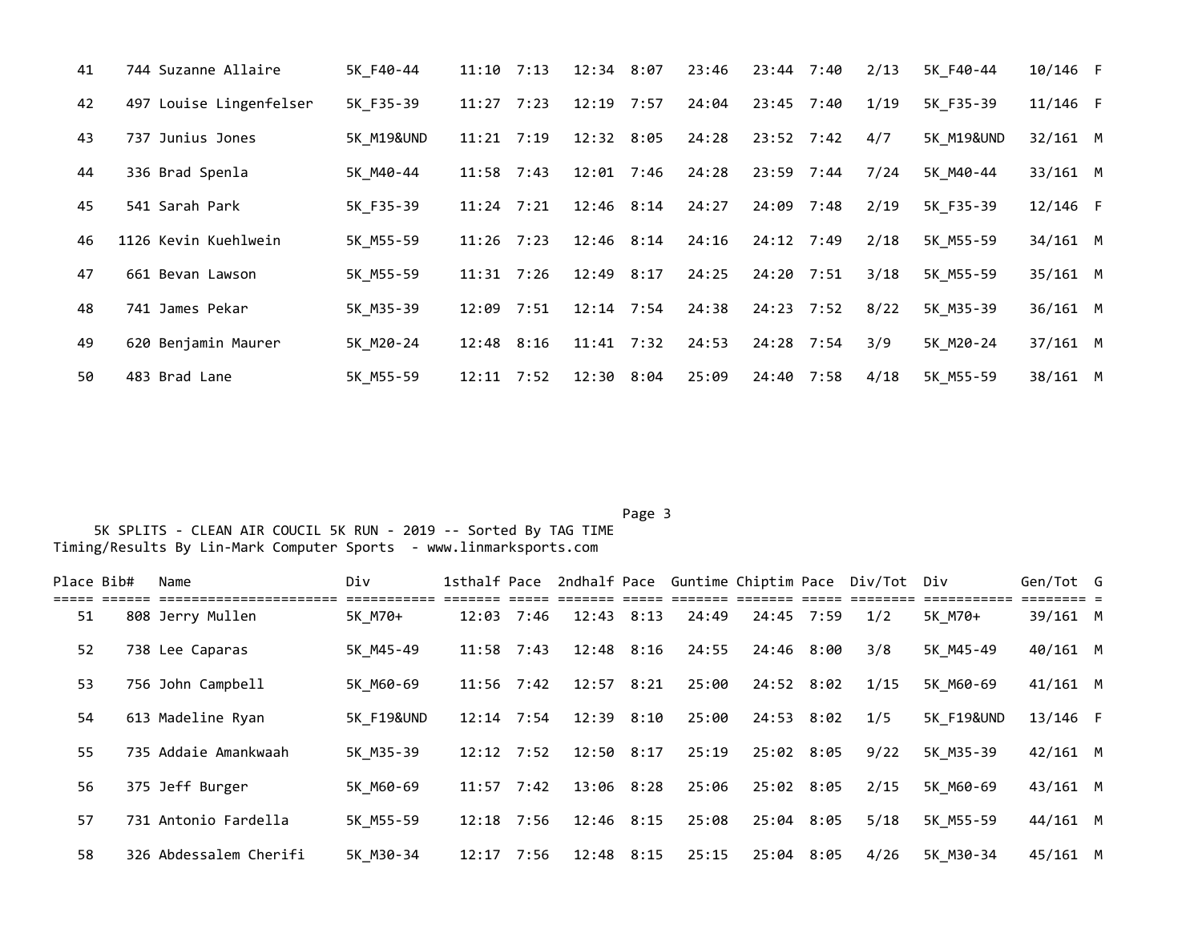| Place | Bib# | Name | Div | 1sthalf | Pace | 2ndhalf | Pace | Guntime | Chiptim | Pace | Div/Tot | Div | Gen/Tot | G |
|---|---|---|---|---|---|---|---|---|---|---|---|---|---|---|
| 41 | 744 | Suzanne Allaire | 5K_F40-44 | 11:10 | 7:13 | 12:34 | 8:07 | 23:46 | 23:44 | 7:40 | 2/13 | 5K_F40-44 | 10/146 | F |
| 42 | 497 | Louise Lingenfelser | 5K_F35-39 | 11:27 | 7:23 | 12:19 | 7:57 | 24:04 | 23:45 | 7:40 | 1/19 | 5K_F35-39 | 11/146 | F |
| 43 | 737 | Junius Jones | 5K_M19&UND | 11:21 | 7:19 | 12:32 | 8:05 | 24:28 | 23:52 | 7:42 | 4/7 | 5K_M19&UND | 32/161 | M |
| 44 | 336 | Brad Spenla | 5K_M40-44 | 11:58 | 7:43 | 12:01 | 7:46 | 24:28 | 23:59 | 7:44 | 7/24 | 5K_M40-44 | 33/161 | M |
| 45 | 541 | Sarah Park | 5K_F35-39 | 11:24 | 7:21 | 12:46 | 8:14 | 24:27 | 24:09 | 7:48 | 2/19 | 5K_F35-39 | 12/146 | F |
| 46 | 1126 | Kevin Kuehlwein | 5K_M55-59 | 11:26 | 7:23 | 12:46 | 8:14 | 24:16 | 24:12 | 7:49 | 2/18 | 5K_M55-59 | 34/161 | M |
| 47 | 661 | Bevan Lawson | 5K_M55-59 | 11:31 | 7:26 | 12:49 | 8:17 | 24:25 | 24:20 | 7:51 | 3/18 | 5K_M55-59 | 35/161 | M |
| 48 | 741 | James Pekar | 5K_M35-39 | 12:09 | 7:51 | 12:14 | 7:54 | 24:38 | 24:23 | 7:52 | 8/22 | 5K_M35-39 | 36/161 | M |
| 49 | 620 | Benjamin Maurer | 5K_M20-24 | 12:48 | 8:16 | 11:41 | 7:32 | 24:53 | 24:28 | 7:54 | 3/9 | 5K_M20-24 | 37/161 | M |
| 50 | 483 | Brad Lane | 5K_M55-59 | 12:11 | 7:52 | 12:30 | 8:04 | 25:09 | 24:40 | 7:58 | 4/18 | 5K_M55-59 | 38/161 | M |

5K SPLITS - CLEAN AIR COUCIL 5K RUN - 2019 -- Sorted By TAG TIME
Timing/Results By Lin-Mark Computer Sports - www.linmarksports.com

| Place | Bib# | Name | Div | 1sthalf | Pace | 2ndhalf | Pace | Guntime | Chiptim | Pace | Div/Tot | Div | Gen/Tot | G |
|---|---|---|---|---|---|---|---|---|---|---|---|---|---|---|
| 51 | 808 | Jerry Mullen | 5K_M70+ | 12:03 | 7:46 | 12:43 | 8:13 | 24:49 | 24:45 | 7:59 | 1/2 | 5K_M70+ | 39/161 | M |
| 52 | 738 | Lee Caparas | 5K_M45-49 | 11:58 | 7:43 | 12:48 | 8:16 | 24:55 | 24:46 | 8:00 | 3/8 | 5K_M45-49 | 40/161 | M |
| 53 | 756 | John Campbell | 5K_M60-69 | 11:56 | 7:42 | 12:57 | 8:21 | 25:00 | 24:52 | 8:02 | 1/15 | 5K_M60-69 | 41/161 | M |
| 54 | 613 | Madeline Ryan | 5K_F19&UND | 12:14 | 7:54 | 12:39 | 8:10 | 25:00 | 24:53 | 8:02 | 1/5 | 5K_F19&UND | 13/146 | F |
| 55 | 735 | Addaie Amankwaah | 5K_M35-39 | 12:12 | 7:52 | 12:50 | 8:17 | 25:19 | 25:02 | 8:05 | 9/22 | 5K_M35-39 | 42/161 | M |
| 56 | 375 | Jeff Burger | 5K_M60-69 | 11:57 | 7:42 | 13:06 | 8:28 | 25:06 | 25:02 | 8:05 | 2/15 | 5K_M60-69 | 43/161 | M |
| 57 | 731 | Antonio Fardella | 5K_M55-59 | 12:18 | 7:56 | 12:46 | 8:15 | 25:08 | 25:04 | 8:05 | 5/18 | 5K_M55-59 | 44/161 | M |
| 58 | 326 | Abdessalem Cherifi | 5K_M30-34 | 12:17 | 7:56 | 12:48 | 8:15 | 25:15 | 25:04 | 8:05 | 4/26 | 5K_M30-34 | 45/161 | M |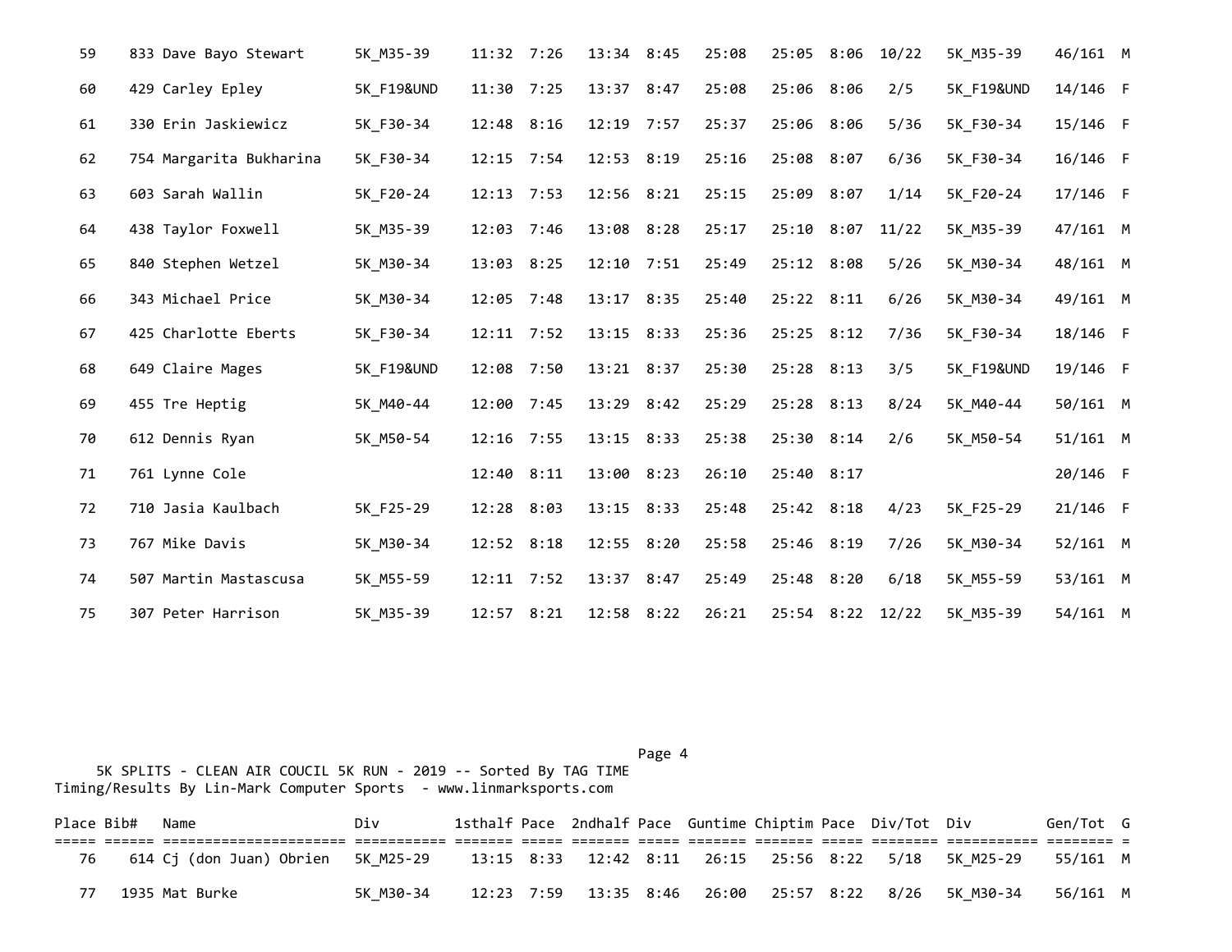| Place | Bib# | Name | Div | 1sthalf | Pace | 2ndhalf | Pace | Guntime | Chiptim | Pace | Div/Tot | Div | Gen/Tot | G |
|---|---|---|---|---|---|---|---|---|---|---|---|---|---|---|
| 59 | 833 | Dave Bayo Stewart | 5K_M35-39 | 11:32 | 7:26 | 13:34 | 8:45 | 25:08 | 25:05 | 8:06 | 10/22 | 5K_M35-39 | 46/161 | M |
| 60 | 429 | Carley Epley | 5K_F19&UND | 11:30 | 7:25 | 13:37 | 8:47 | 25:08 | 25:06 | 8:06 | 2/5 | 5K_F19&UND | 14/146 | F |
| 61 | 330 | Erin Jaskiewicz | 5K_F30-34 | 12:48 | 8:16 | 12:19 | 7:57 | 25:37 | 25:06 | 8:06 | 5/36 | 5K_F30-34 | 15/146 | F |
| 62 | 754 | Margarita Bukharina | 5K_F30-34 | 12:15 | 7:54 | 12:53 | 8:19 | 25:16 | 25:08 | 8:07 | 6/36 | 5K_F30-34 | 16/146 | F |
| 63 | 603 | Sarah Wallin | 5K_F20-24 | 12:13 | 7:53 | 12:56 | 8:21 | 25:15 | 25:09 | 8:07 | 1/14 | 5K_F20-24 | 17/146 | F |
| 64 | 438 | Taylor Foxwell | 5K_M35-39 | 12:03 | 7:46 | 13:08 | 8:28 | 25:17 | 25:10 | 8:07 | 11/22 | 5K_M35-39 | 47/161 | M |
| 65 | 840 | Stephen Wetzel | 5K_M30-34 | 13:03 | 8:25 | 12:10 | 7:51 | 25:49 | 25:12 | 8:08 | 5/26 | 5K_M30-34 | 48/161 | M |
| 66 | 343 | Michael Price | 5K_M30-34 | 12:05 | 7:48 | 13:17 | 8:35 | 25:40 | 25:22 | 8:11 | 6/26 | 5K_M30-34 | 49/161 | M |
| 67 | 425 | Charlotte Eberts | 5K_F30-34 | 12:11 | 7:52 | 13:15 | 8:33 | 25:36 | 25:25 | 8:12 | 7/36 | 5K_F30-34 | 18/146 | F |
| 68 | 649 | Claire Mages | 5K_F19&UND | 12:08 | 7:50 | 13:21 | 8:37 | 25:30 | 25:28 | 8:13 | 3/5 | 5K_F19&UND | 19/146 | F |
| 69 | 455 | Tre Heptig | 5K_M40-44 | 12:00 | 7:45 | 13:29 | 8:42 | 25:29 | 25:28 | 8:13 | 8/24 | 5K_M40-44 | 50/161 | M |
| 70 | 612 | Dennis Ryan | 5K_M50-54 | 12:16 | 7:55 | 13:15 | 8:33 | 25:38 | 25:30 | 8:14 | 2/6 | 5K_M50-54 | 51/161 | M |
| 71 | 761 | Lynne Cole | | 12:40 | 8:11 | 13:00 | 8:23 | 26:10 | 25:40 | 8:17 | | | 20/146 | F |
| 72 | 710 | Jasia Kaulbach | 5K_F25-29 | 12:28 | 8:03 | 13:15 | 8:33 | 25:48 | 25:42 | 8:18 | 4/23 | 5K_F25-29 | 21/146 | F |
| 73 | 767 | Mike Davis | 5K_M30-34 | 12:52 | 8:18 | 12:55 | 8:20 | 25:58 | 25:46 | 8:19 | 7/26 | 5K_M30-34 | 52/161 | M |
| 74 | 507 | Martin Mastascusa | 5K_M55-59 | 12:11 | 7:52 | 13:37 | 8:47 | 25:49 | 25:48 | 8:20 | 6/18 | 5K_M55-59 | 53/161 | M |
| 75 | 307 | Peter Harrison | 5K_M35-39 | 12:57 | 8:21 | 12:58 | 8:22 | 26:21 | 25:54 | 8:22 | 12/22 | 5K_M35-39 | 54/161 | M |

5K SPLITS - CLEAN AIR COUCIL 5K RUN - 2019 -- Sorted By TAG TIME
Timing/Results By Lin-Mark Computer Sports - www.linmarksports.com

| Place | Bib# | Name | Div | 1sthalf | Pace | 2ndhalf | Pace | Guntime | Chiptim | Pace | Div/Tot | Div | Gen/Tot | G |
|---|---|---|---|---|---|---|---|---|---|---|---|---|---|---|
| 76 | 614 | Cj (don Juan) Obrien | 5K_M25-29 | 13:15 | 8:33 | 12:42 | 8:11 | 26:15 | 25:56 | 8:22 | 5/18 | 5K_M25-29 | 55/161 | M |
| 77 | 1935 | Mat Burke | 5K_M30-34 | 12:23 | 7:59 | 13:35 | 8:46 | 26:00 | 25:57 | 8:22 | 8/26 | 5K_M30-34 | 56/161 | M |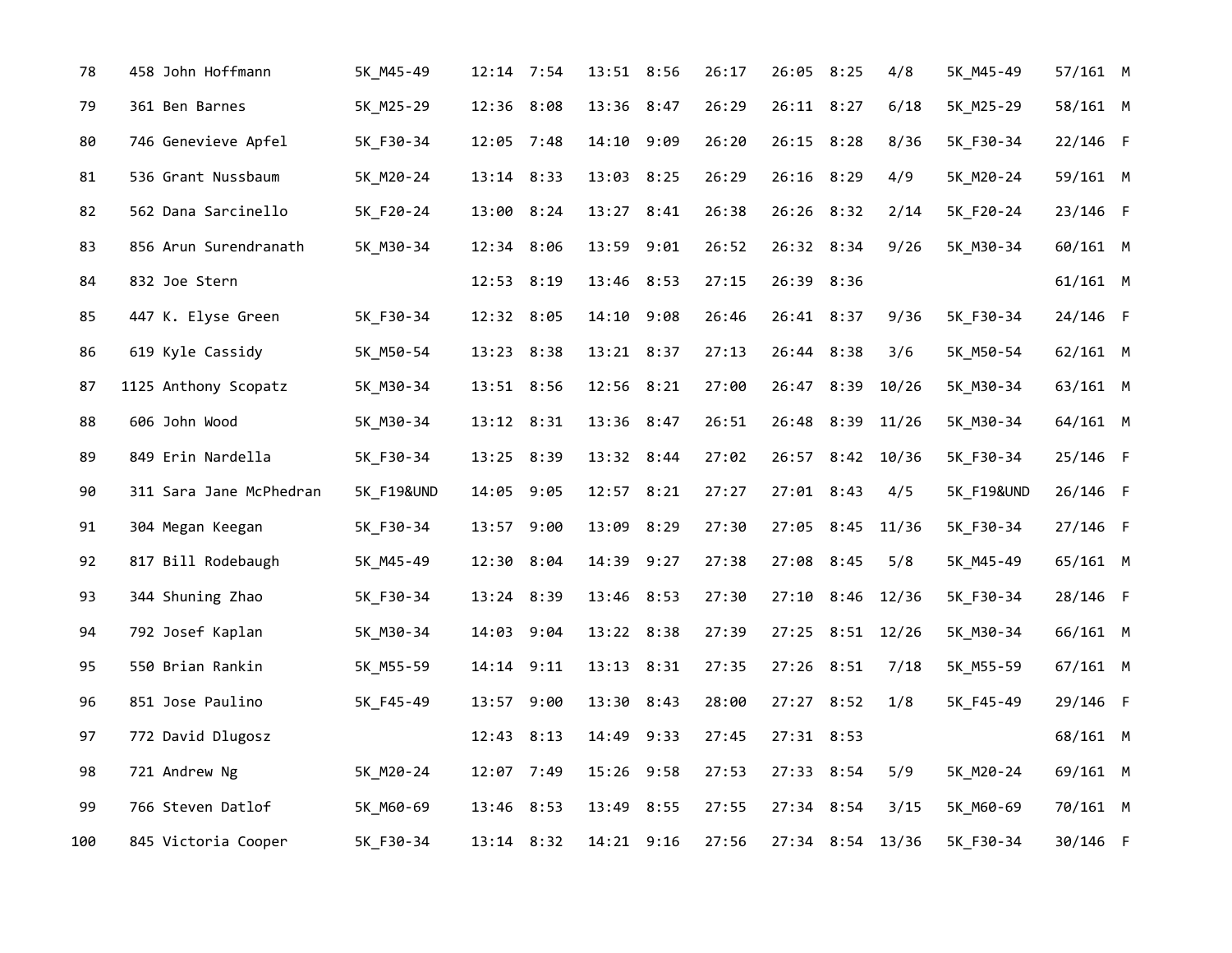| | | | | | | | | | | | | | | |
|---|---|---|---|---|---|---|---|---|---|---|---|---|---|---|
| 78 | 458 | John Hoffmann | 5K_M45-49 | 12:14 | 7:54 | 13:51 | 8:56 | 26:17 | 26:05 | 8:25 | 4/8 | 5K_M45-49 | 57/161 | M |
| 79 | 361 | Ben Barnes | 5K_M25-29 | 12:36 | 8:08 | 13:36 | 8:47 | 26:29 | 26:11 | 8:27 | 6/18 | 5K_M25-29 | 58/161 | M |
| 80 | 746 | Genevieve Apfel | 5K_F30-34 | 12:05 | 7:48 | 14:10 | 9:09 | 26:20 | 26:15 | 8:28 | 8/36 | 5K_F30-34 | 22/146 | F |
| 81 | 536 | Grant Nussbaum | 5K_M20-24 | 13:14 | 8:33 | 13:03 | 8:25 | 26:29 | 26:16 | 8:29 | 4/9 | 5K_M20-24 | 59/161 | M |
| 82 | 562 | Dana Sarcinello | 5K_F20-24 | 13:00 | 8:24 | 13:27 | 8:41 | 26:38 | 26:26 | 8:32 | 2/14 | 5K_F20-24 | 23/146 | F |
| 83 | 856 | Arun Surendranath | 5K_M30-34 | 12:34 | 8:06 | 13:59 | 9:01 | 26:52 | 26:32 | 8:34 | 9/26 | 5K_M30-34 | 60/161 | M |
| 84 | 832 | Joe Stern | | 12:53 | 8:19 | 13:46 | 8:53 | 27:15 | 26:39 | 8:36 | | | 61/161 | M |
| 85 | 447 | K. Elyse Green | 5K_F30-34 | 12:32 | 8:05 | 14:10 | 9:08 | 26:46 | 26:41 | 8:37 | 9/36 | 5K_F30-34 | 24/146 | F |
| 86 | 619 | Kyle Cassidy | 5K_M50-54 | 13:23 | 8:38 | 13:21 | 8:37 | 27:13 | 26:44 | 8:38 | 3/6 | 5K_M50-54 | 62/161 | M |
| 87 | 1125 | Anthony Scopatz | 5K_M30-34 | 13:51 | 8:56 | 12:56 | 8:21 | 27:00 | 26:47 | 8:39 | 10/26 | 5K_M30-34 | 63/161 | M |
| 88 | 606 | John Wood | 5K_M30-34 | 13:12 | 8:31 | 13:36 | 8:47 | 26:51 | 26:48 | 8:39 | 11/26 | 5K_M30-34 | 64/161 | M |
| 89 | 849 | Erin Nardella | 5K_F30-34 | 13:25 | 8:39 | 13:32 | 8:44 | 27:02 | 26:57 | 8:42 | 10/36 | 5K_F30-34 | 25/146 | F |
| 90 | 311 | Sara Jane McPhedran | 5K_F19&UND | 14:05 | 9:05 | 12:57 | 8:21 | 27:27 | 27:01 | 8:43 | 4/5 | 5K_F19&UND | 26/146 | F |
| 91 | 304 | Megan Keegan | 5K_F30-34 | 13:57 | 9:00 | 13:09 | 8:29 | 27:30 | 27:05 | 8:45 | 11/36 | 5K_F30-34 | 27/146 | F |
| 92 | 817 | Bill Rodebaugh | 5K_M45-49 | 12:30 | 8:04 | 14:39 | 9:27 | 27:38 | 27:08 | 8:45 | 5/8 | 5K_M45-49 | 65/161 | M |
| 93 | 344 | Shuning Zhao | 5K_F30-34 | 13:24 | 8:39 | 13:46 | 8:53 | 27:30 | 27:10 | 8:46 | 12/36 | 5K_F30-34 | 28/146 | F |
| 94 | 792 | Josef Kaplan | 5K_M30-34 | 14:03 | 9:04 | 13:22 | 8:38 | 27:39 | 27:25 | 8:51 | 12/26 | 5K_M30-34 | 66/161 | M |
| 95 | 550 | Brian Rankin | 5K_M55-59 | 14:14 | 9:11 | 13:13 | 8:31 | 27:35 | 27:26 | 8:51 | 7/18 | 5K_M55-59 | 67/161 | M |
| 96 | 851 | Jose Paulino | 5K_F45-49 | 13:57 | 9:00 | 13:30 | 8:43 | 28:00 | 27:27 | 8:52 | 1/8 | 5K_F45-49 | 29/146 | F |
| 97 | 772 | David Dlugosz | | 12:43 | 8:13 | 14:49 | 9:33 | 27:45 | 27:31 | 8:53 | | | 68/161 | M |
| 98 | 721 | Andrew Ng | 5K_M20-24 | 12:07 | 7:49 | 15:26 | 9:58 | 27:53 | 27:33 | 8:54 | 5/9 | 5K_M20-24 | 69/161 | M |
| 99 | 766 | Steven Datlof | 5K_M60-69 | 13:46 | 8:53 | 13:49 | 8:55 | 27:55 | 27:34 | 8:54 | 3/15 | 5K_M60-69 | 70/161 | M |
| 100 | 845 | Victoria Cooper | 5K_F30-34 | 13:14 | 8:32 | 14:21 | 9:16 | 27:56 | 27:34 | 8:54 | 13/36 | 5K_F30-34 | 30/146 | F |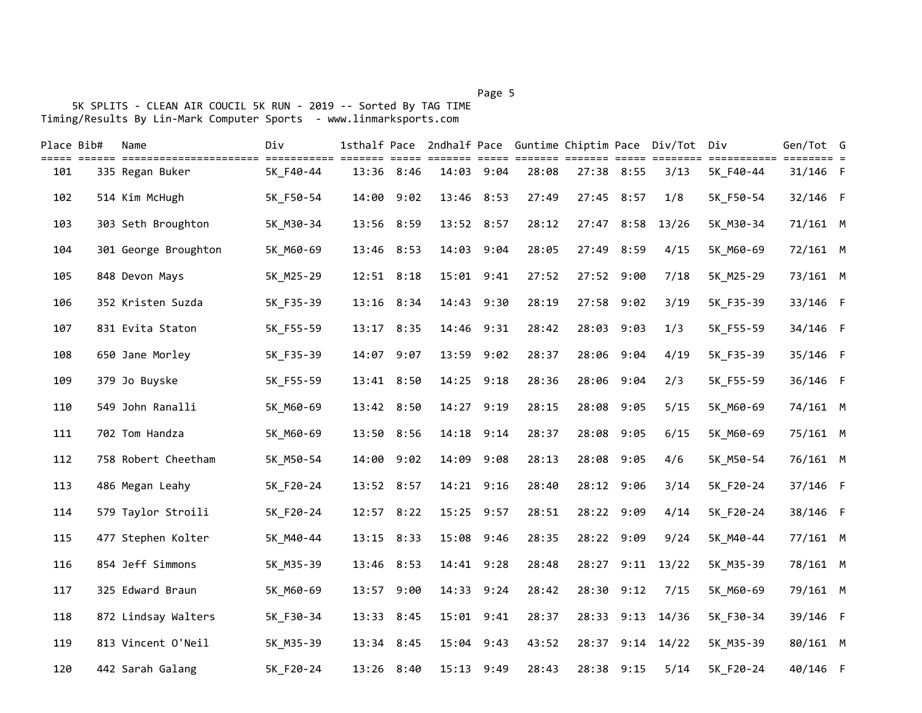5K SPLITS - CLEAN AIR COUCIL 5K RUN - 2019 -- Sorted By TAG TIME
Timing/Results By Lin-Mark Computer Sports - www.linmarksports.com

| Place | Bib# | Name | Div | 1sthalf | Pace | 2ndhalf | Pace | Guntime | Chiptim | Pace | Div/Tot | Div | Gen/Tot | G |
|---|---|---|---|---|---|---|---|---|---|---|---|---|---|---|
| 101 | 335 | Regan Buker | 5K_F40-44 | 13:36 | 8:46 | 14:03 | 9:04 | 28:08 | 27:38 | 8:55 | 3/13 | 5K_F40-44 | 31/146 | F |
| 102 | 514 | Kim McHugh | 5K_F50-54 | 14:00 | 9:02 | 13:46 | 8:53 | 27:49 | 27:45 | 8:57 | 1/8 | 5K_F50-54 | 32/146 | F |
| 103 | 303 | Seth Broughton | 5K_M30-34 | 13:56 | 8:59 | 13:52 | 8:57 | 28:12 | 27:47 | 8:58 | 13/26 | 5K_M30-34 | 71/161 | M |
| 104 | 301 | George Broughton | 5K_M60-69 | 13:46 | 8:53 | 14:03 | 9:04 | 28:05 | 27:49 | 8:59 | 4/15 | 5K_M60-69 | 72/161 | M |
| 105 | 848 | Devon Mays | 5K_M25-29 | 12:51 | 8:18 | 15:01 | 9:41 | 27:52 | 27:52 | 9:00 | 7/18 | 5K_M25-29 | 73/161 | M |
| 106 | 352 | Kristen Suzda | 5K_F35-39 | 13:16 | 8:34 | 14:43 | 9:30 | 28:19 | 27:58 | 9:02 | 3/19 | 5K_F35-39 | 33/146 | F |
| 107 | 831 | Evita Staton | 5K_F55-59 | 13:17 | 8:35 | 14:46 | 9:31 | 28:42 | 28:03 | 9:03 | 1/3 | 5K_F55-59 | 34/146 | F |
| 108 | 650 | Jane Morley | 5K_F35-39 | 14:07 | 9:07 | 13:59 | 9:02 | 28:37 | 28:06 | 9:04 | 4/19 | 5K_F35-39 | 35/146 | F |
| 109 | 379 | Jo Buyske | 5K_F55-59 | 13:41 | 8:50 | 14:25 | 9:18 | 28:36 | 28:06 | 9:04 | 2/3 | 5K_F55-59 | 36/146 | F |
| 110 | 549 | John Ranalli | 5K_M60-69 | 13:42 | 8:50 | 14:27 | 9:19 | 28:15 | 28:08 | 9:05 | 5/15 | 5K_M60-69 | 74/161 | M |
| 111 | 702 | Tom Handza | 5K_M60-69 | 13:50 | 8:56 | 14:18 | 9:14 | 28:37 | 28:08 | 9:05 | 6/15 | 5K_M60-69 | 75/161 | M |
| 112 | 758 | Robert Cheetham | 5K_M50-54 | 14:00 | 9:02 | 14:09 | 9:08 | 28:13 | 28:08 | 9:05 | 4/6 | 5K_M50-54 | 76/161 | M |
| 113 | 486 | Megan Leahy | 5K_F20-24 | 13:52 | 8:57 | 14:21 | 9:16 | 28:40 | 28:12 | 9:06 | 3/14 | 5K_F20-24 | 37/146 | F |
| 114 | 579 | Taylor Stroili | 5K_F20-24 | 12:57 | 8:22 | 15:25 | 9:57 | 28:51 | 28:22 | 9:09 | 4/14 | 5K_F20-24 | 38/146 | F |
| 115 | 477 | Stephen Kolter | 5K_M40-44 | 13:15 | 8:33 | 15:08 | 9:46 | 28:35 | 28:22 | 9:09 | 9/24 | 5K_M40-44 | 77/161 | M |
| 116 | 854 | Jeff Simmons | 5K_M35-39 | 13:46 | 8:53 | 14:41 | 9:28 | 28:48 | 28:27 | 9:11 | 13/22 | 5K_M35-39 | 78/161 | M |
| 117 | 325 | Edward Braun | 5K_M60-69 | 13:57 | 9:00 | 14:33 | 9:24 | 28:42 | 28:30 | 9:12 | 7/15 | 5K_M60-69 | 79/161 | M |
| 118 | 872 | Lindsay Walters | 5K_F30-34 | 13:33 | 8:45 | 15:01 | 9:41 | 28:37 | 28:33 | 9:13 | 14/36 | 5K_F30-34 | 39/146 | F |
| 119 | 813 | Vincent O'Neil | 5K_M35-39 | 13:34 | 8:45 | 15:04 | 9:43 | 43:52 | 28:37 | 9:14 | 14/22 | 5K_M35-39 | 80/161 | M |
| 120 | 442 | Sarah Galang | 5K_F20-24 | 13:26 | 8:40 | 15:13 | 9:49 | 28:43 | 28:38 | 9:15 | 5/14 | 5K_F20-24 | 40/146 | F |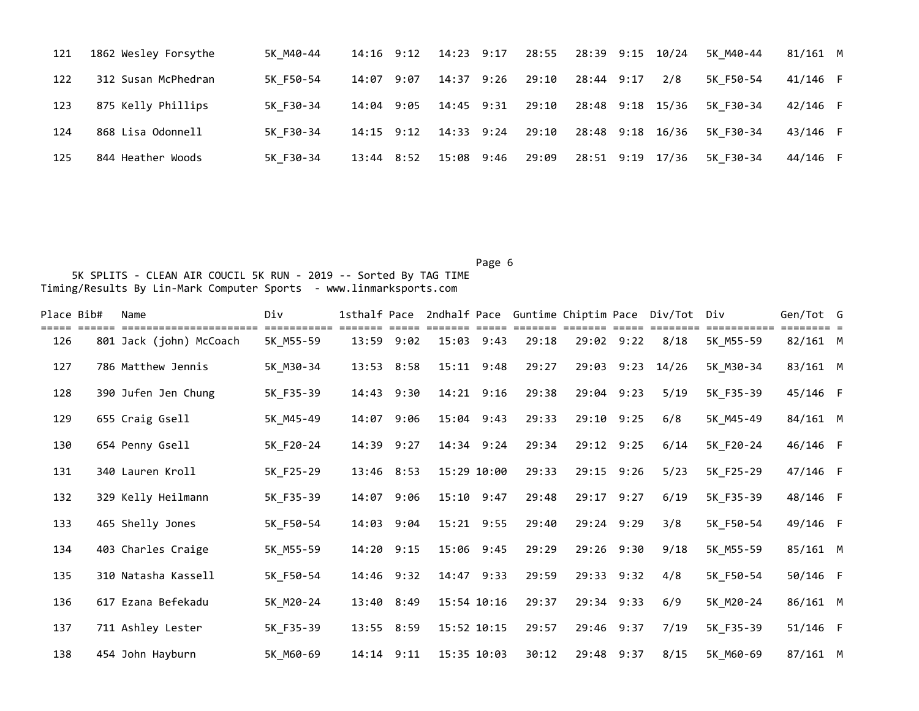| Place | Bib# | Name | Div | 1sthalf | Pace | 2ndhalf | Pace | Guntime | Chiptim | Pace | Div/Tot | Div | Gen/Tot | G |
|---|---|---|---|---|---|---|---|---|---|---|---|---|---|---|
| 121 | 1862 | Wesley Forsythe | 5K_M40-44 | 14:16 | 9:12 | 14:23 | 9:17 | 28:55 | 28:39 | 9:15 | 10/24 | 5K_M40-44 | 81/161 | M |
| 122 | 312 | Susan McPhedran | 5K_F50-54 | 14:07 | 9:07 | 14:37 | 9:26 | 29:10 | 28:44 | 9:17 | 2/8 | 5K_F50-54 | 41/146 | F |
| 123 | 875 | Kelly Phillips | 5K_F30-34 | 14:04 | 9:05 | 14:45 | 9:31 | 29:10 | 28:48 | 9:18 | 15/36 | 5K_F30-34 | 42/146 | F |
| 124 | 868 | Lisa Odonnell | 5K_F30-34 | 14:15 | 9:12 | 14:33 | 9:24 | 29:10 | 28:48 | 9:18 | 16/36 | 5K_F30-34 | 43/146 | F |
| 125 | 844 | Heather Woods | 5K_F30-34 | 13:44 | 8:52 | 15:08 | 9:46 | 29:09 | 28:51 | 9:19 | 17/36 | 5K_F30-34 | 44/146 | F |

5K SPLITS - CLEAN AIR COUCIL 5K RUN - 2019 -- Sorted By TAG TIME
Timing/Results By Lin-Mark Computer Sports - www.linmarksports.com

| Place | Bib# | Name | Div | 1sthalf | Pace | 2ndhalf | Pace | Guntime | Chiptim | Pace | Div/Tot | Div | Gen/Tot | G |
|---|---|---|---|---|---|---|---|---|---|---|---|---|---|---|
| 126 | 801 | Jack (john) McCoach | 5K_M55-59 | 13:59 | 9:02 | 15:03 | 9:43 | 29:18 | 29:02 | 9:22 | 8/18 | 5K_M55-59 | 82/161 | M |
| 127 | 786 | Matthew Jennis | 5K_M30-34 | 13:53 | 8:58 | 15:11 | 9:48 | 29:27 | 29:03 | 9:23 | 14/26 | 5K_M30-34 | 83/161 | M |
| 128 | 390 | Jufen Jen Chung | 5K_F35-39 | 14:43 | 9:30 | 14:21 | 9:16 | 29:38 | 29:04 | 9:23 | 5/19 | 5K_F35-39 | 45/146 | F |
| 129 | 655 | Craig Gsell | 5K_M45-49 | 14:07 | 9:06 | 15:04 | 9:43 | 29:33 | 29:10 | 9:25 | 6/8 | 5K_M45-49 | 84/161 | M |
| 130 | 654 | Penny Gsell | 5K_F20-24 | 14:39 | 9:27 | 14:34 | 9:24 | 29:34 | 29:12 | 9:25 | 6/14 | 5K_F20-24 | 46/146 | F |
| 131 | 340 | Lauren Kroll | 5K_F25-29 | 13:46 | 8:53 | 15:29 | 10:00 | 29:33 | 29:15 | 9:26 | 5/23 | 5K_F25-29 | 47/146 | F |
| 132 | 329 | Kelly Heilmann | 5K_F35-39 | 14:07 | 9:06 | 15:10 | 9:47 | 29:48 | 29:17 | 9:27 | 6/19 | 5K_F35-39 | 48/146 | F |
| 133 | 465 | Shelly Jones | 5K_F50-54 | 14:03 | 9:04 | 15:21 | 9:55 | 29:40 | 29:24 | 9:29 | 3/8 | 5K_F50-54 | 49/146 | F |
| 134 | 403 | Charles Craige | 5K_M55-59 | 14:20 | 9:15 | 15:06 | 9:45 | 29:29 | 29:26 | 9:30 | 9/18 | 5K_M55-59 | 85/161 | M |
| 135 | 310 | Natasha Kassell | 5K_F50-54 | 14:46 | 9:32 | 14:47 | 9:33 | 29:59 | 29:33 | 9:32 | 4/8 | 5K_F50-54 | 50/146 | F |
| 136 | 617 | Ezana Befekadu | 5K_M20-24 | 13:40 | 8:49 | 15:54 | 10:16 | 29:37 | 29:34 | 9:33 | 6/9 | 5K_M20-24 | 86/161 | M |
| 137 | 711 | Ashley Lester | 5K_F35-39 | 13:55 | 8:59 | 15:52 | 10:15 | 29:57 | 29:46 | 9:37 | 7/19 | 5K_F35-39 | 51/146 | F |
| 138 | 454 | John Hayburn | 5K_M60-69 | 14:14 | 9:11 | 15:35 | 10:03 | 30:12 | 29:48 | 9:37 | 8/15 | 5K_M60-69 | 87/161 | M |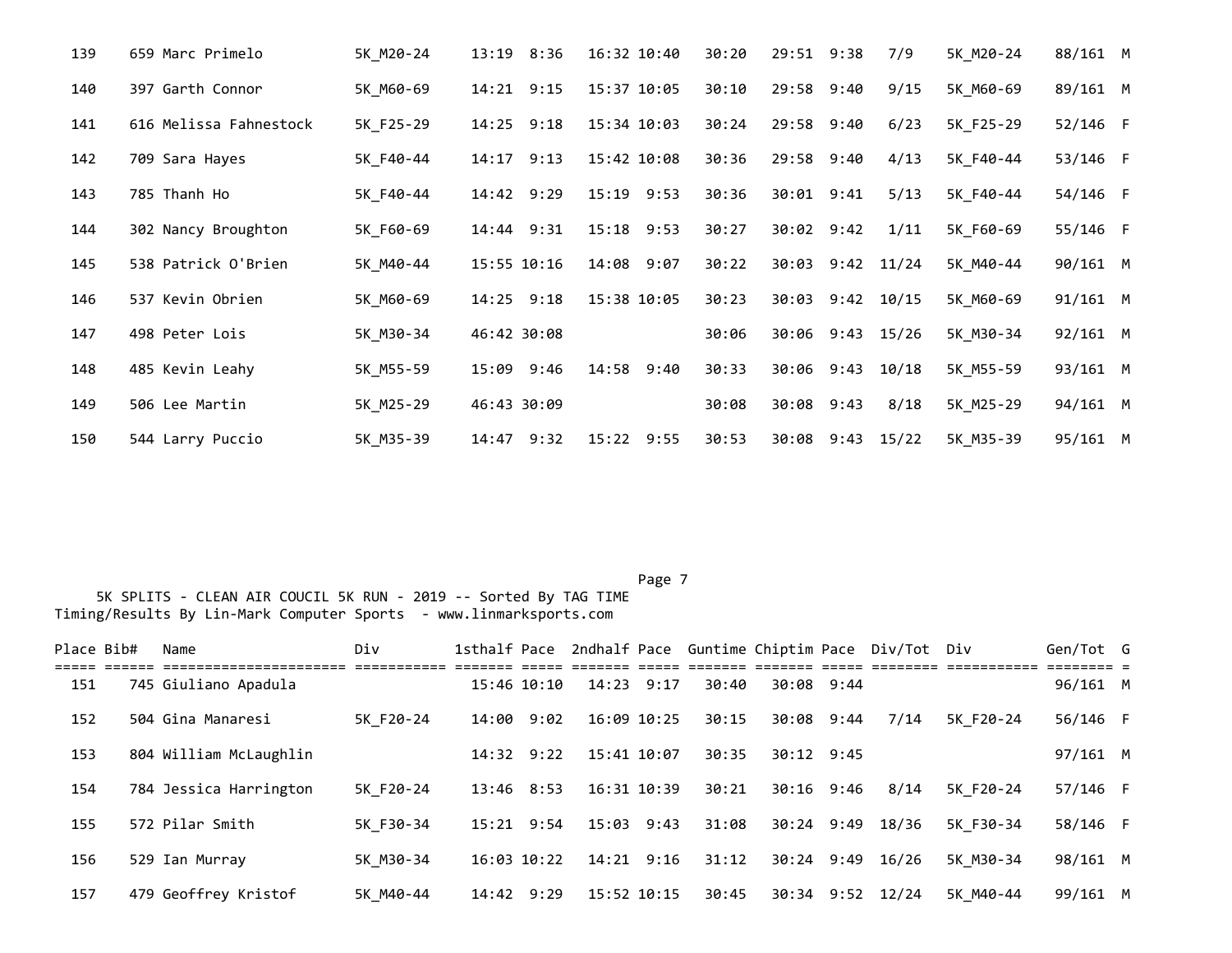| Place | Bib# | Name | Div | 1sthalf | Pace | 2ndhalf | Pace | Guntime | Chiptim | Pace | Div/Tot | Div | Gen/Tot | G |
|---|---|---|---|---|---|---|---|---|---|---|---|---|---|---|
| 139 | 659 | Marc Primelo | 5K_M20-24 | 13:19 | 8:36 | 16:32 | 10:40 | 30:20 | 29:51 | 9:38 | 7/9 | 5K_M20-24 | 88/161 | M |
| 140 | 397 | Garth Connor | 5K_M60-69 | 14:21 | 9:15 | 15:37 | 10:05 | 30:10 | 29:58 | 9:40 | 9/15 | 5K_M60-69 | 89/161 | M |
| 141 | 616 | Melissa Fahnestock | 5K_F25-29 | 14:25 | 9:18 | 15:34 | 10:03 | 30:24 | 29:58 | 9:40 | 6/23 | 5K_F25-29 | 52/146 | F |
| 142 | 709 | Sara Hayes | 5K_F40-44 | 14:17 | 9:13 | 15:42 | 10:08 | 30:36 | 29:58 | 9:40 | 4/13 | 5K_F40-44 | 53/146 | F |
| 143 | 785 | Thanh Ho | 5K_F40-44 | 14:42 | 9:29 | 15:19 | 9:53 | 30:36 | 30:01 | 9:41 | 5/13 | 5K_F40-44 | 54/146 | F |
| 144 | 302 | Nancy Broughton | 5K_F60-69 | 14:44 | 9:31 | 15:18 | 9:53 | 30:27 | 30:02 | 9:42 | 1/11 | 5K_F60-69 | 55/146 | F |
| 145 | 538 | Patrick O'Brien | 5K_M40-44 | 15:55 | 10:16 | 14:08 | 9:07 | 30:22 | 30:03 | 9:42 | 11/24 | 5K_M40-44 | 90/161 | M |
| 146 | 537 | Kevin Obrien | 5K_M60-69 | 14:25 | 9:18 | 15:38 | 10:05 | 30:23 | 30:03 | 9:42 | 10/15 | 5K_M60-69 | 91/161 | M |
| 147 | 498 | Peter Lois | 5K_M30-34 | 46:42 | 30:08 | | | 30:06 | 30:06 | 9:43 | 15/26 | 5K_M30-34 | 92/161 | M |
| 148 | 485 | Kevin Leahy | 5K_M55-59 | 15:09 | 9:46 | 14:58 | 9:40 | 30:33 | 30:06 | 9:43 | 10/18 | 5K_M55-59 | 93/161 | M |
| 149 | 506 | Lee Martin | 5K_M25-29 | 46:43 | 30:09 | | | 30:08 | 30:08 | 9:43 | 8/18 | 5K_M25-29 | 94/161 | M |
| 150 | 544 | Larry Puccio | 5K_M35-39 | 14:47 | 9:32 | 15:22 | 9:55 | 30:53 | 30:08 | 9:43 | 15/22 | 5K_M35-39 | 95/161 | M |

5K SPLITS - CLEAN AIR COUCIL 5K RUN - 2019 -- Sorted By TAG TIME

Timing/Results By Lin-Mark Computer Sports - www.linmarksports.com

| Place | Bib# | Name | Div | 1sthalf | Pace | 2ndhalf | Pace | Guntime | Chiptim | Pace | Div/Tot | Div | Gen/Tot | G |
|---|---|---|---|---|---|---|---|---|---|---|---|---|---|---|
| 151 | 745 | Giuliano Apadula | | 15:46 | 10:10 | 14:23 | 9:17 | 30:40 | 30:08 | 9:44 | | | 96/161 | M |
| 152 | 504 | Gina Manaresi | 5K_F20-24 | 14:00 | 9:02 | 16:09 | 10:25 | 30:15 | 30:08 | 9:44 | 7/14 | 5K_F20-24 | 56/146 | F |
| 153 | 804 | William McLaughlin | | 14:32 | 9:22 | 15:41 | 10:07 | 30:35 | 30:12 | 9:45 | | | 97/161 | M |
| 154 | 784 | Jessica Harrington | 5K_F20-24 | 13:46 | 8:53 | 16:31 | 10:39 | 30:21 | 30:16 | 9:46 | 8/14 | 5K_F20-24 | 57/146 | F |
| 155 | 572 | Pilar Smith | 5K_F30-34 | 15:21 | 9:54 | 15:03 | 9:43 | 31:08 | 30:24 | 9:49 | 18/36 | 5K_F30-34 | 58/146 | F |
| 156 | 529 | Ian Murray | 5K_M30-34 | 16:03 | 10:22 | 14:21 | 9:16 | 31:12 | 30:24 | 9:49 | 16/26 | 5K_M30-34 | 98/161 | M |
| 157 | 479 | Geoffrey Kristof | 5K_M40-44 | 14:42 | 9:29 | 15:52 | 10:15 | 30:45 | 30:34 | 9:52 | 12/24 | 5K_M40-44 | 99/161 | M |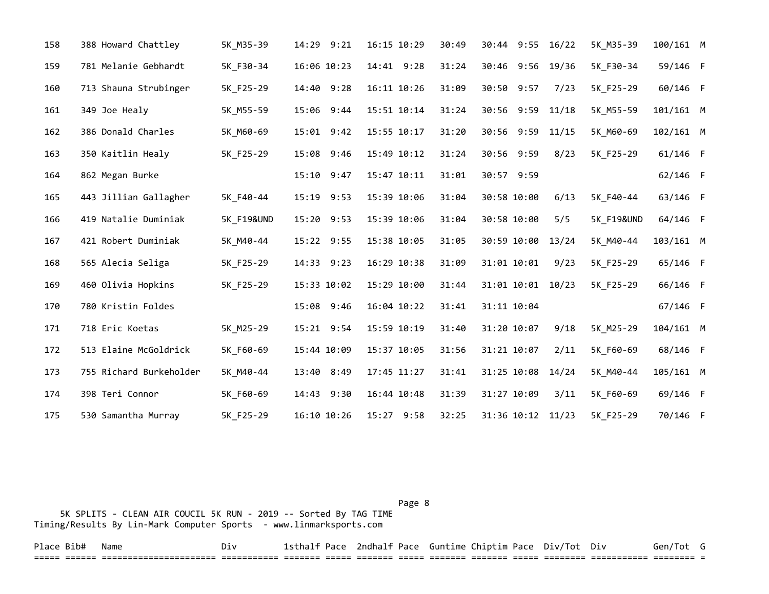| Place | Bib# | Name | Div | 1sthalf | Pace | 2ndhalf | Pace | Guntime | Chiptim | Pace | Div/Tot | Div | Gen/Tot | G |
|---|---|---|---|---|---|---|---|---|---|---|---|---|---|---|
| 158 | 388 | Howard Chattley | 5K_M35-39 | 14:29 | 9:21 | 16:15 | 10:29 | 30:49 | 30:44 | 9:55 | 16/22 | 5K_M35-39 | 100/161 | M |
| 159 | 781 | Melanie Gebhardt | 5K_F30-34 | 16:06 | 10:23 | 14:41 | 9:28 | 31:24 | 30:46 | 9:56 | 19/36 | 5K_F30-34 | 59/146 | F |
| 160 | 713 | Shauna Strubinger | 5K_F25-29 | 14:40 | 9:28 | 16:11 | 10:26 | 31:09 | 30:50 | 9:57 | 7/23 | 5K_F25-29 | 60/146 | F |
| 161 | 349 | Joe Healy | 5K_M55-59 | 15:06 | 9:44 | 15:51 | 10:14 | 31:24 | 30:56 | 9:59 | 11/18 | 5K_M55-59 | 101/161 | M |
| 162 | 386 | Donald Charles | 5K_M60-69 | 15:01 | 9:42 | 15:55 | 10:17 | 31:20 | 30:56 | 9:59 | 11/15 | 5K_M60-69 | 102/161 | M |
| 163 | 350 | Kaitlin Healy | 5K_F25-29 | 15:08 | 9:46 | 15:49 | 10:12 | 31:24 | 30:56 | 9:59 | 8/23 | 5K_F25-29 | 61/146 | F |
| 164 | 862 | Megan Burke | | 15:10 | 9:47 | 15:47 | 10:11 | 31:01 | 30:57 | 9:59 | | | 62/146 | F |
| 165 | 443 | Jillian Gallagher | 5K_F40-44 | 15:19 | 9:53 | 15:39 | 10:06 | 31:04 | 30:58 | 10:00 | 6/13 | 5K_F40-44 | 63/146 | F |
| 166 | 419 | Natalie Duminiak | 5K_F19&UND | 15:20 | 9:53 | 15:39 | 10:06 | 31:04 | 30:58 | 10:00 | 5/5 | 5K_F19&UND | 64/146 | F |
| 167 | 421 | Robert Duminiak | 5K_M40-44 | 15:22 | 9:55 | 15:38 | 10:05 | 31:05 | 30:59 | 10:00 | 13/24 | 5K_M40-44 | 103/161 | M |
| 168 | 565 | Alecia Seliga | 5K_F25-29 | 14:33 | 9:23 | 16:29 | 10:38 | 31:09 | 31:01 | 10:01 | 9/23 | 5K_F25-29 | 65/146 | F |
| 169 | 460 | Olivia Hopkins | 5K_F25-29 | 15:33 | 10:02 | 15:29 | 10:00 | 31:44 | 31:01 | 10:01 | 10/23 | 5K_F25-29 | 66/146 | F |
| 170 | 780 | Kristin Foldes | | 15:08 | 9:46 | 16:04 | 10:22 | 31:41 | 31:11 | 10:04 | | | 67/146 | F |
| 171 | 718 | Eric Koetas | 5K_M25-29 | 15:21 | 9:54 | 15:59 | 10:19 | 31:40 | 31:20 | 10:07 | 9/18 | 5K_M25-29 | 104/161 | M |
| 172 | 513 | Elaine McGoldrick | 5K_F60-69 | 15:44 | 10:09 | 15:37 | 10:05 | 31:56 | 31:21 | 10:07 | 2/11 | 5K_F60-69 | 68/146 | F |
| 173 | 755 | Richard Burkeholder | 5K_M40-44 | 13:40 | 8:49 | 17:45 | 11:27 | 31:41 | 31:25 | 10:08 | 14/24 | 5K_M40-44 | 105/161 | M |
| 174 | 398 | Teri Connor | 5K_F60-69 | 14:43 | 9:30 | 16:44 | 10:48 | 31:39 | 31:27 | 10:09 | 3/11 | 5K_F60-69 | 69/146 | F |
| 175 | 530 | Samantha Murray | 5K_F25-29 | 16:10 | 10:26 | 15:27 | 9:58 | 32:25 | 31:36 | 10:12 | 11/23 | 5K_F25-29 | 70/146 | F |

5K SPLITS - CLEAN AIR COUCIL 5K RUN - 2019 -- Sorted By TAG TIME
Timing/Results By Lin-Mark Computer Sports - www.linmarksports.com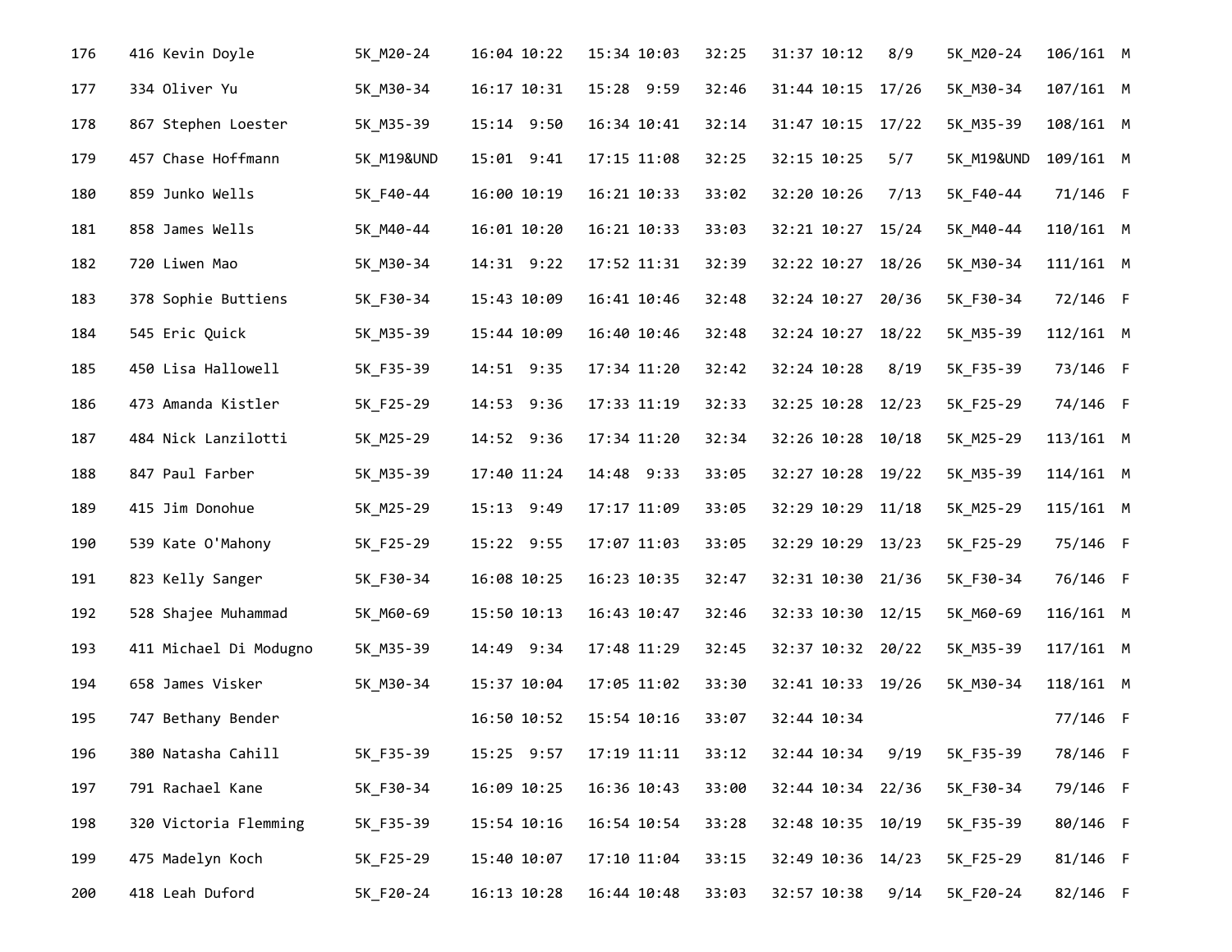| 176 | 416 | Kevin Doyle | 5K_M20-24 | 16:04 | 10:22 | 15:34 | 10:03 | 32:25 | 31:37 | 10:12 | 8/9 | 5K_M20-24 | 106/161 | M |
|---|---|---|---|---|---|---|---|---|---|---|---|---|---|---|
| 177 | 334 | Oliver Yu | 5K_M30-34 | 16:17 | 10:31 | 15:28 | 9:59 | 32:46 | 31:44 | 10:15 | 17/26 | 5K_M30-34 | 107/161 | M |
| 178 | 867 | Stephen Loester | 5K_M35-39 | 15:14 | 9:50 | 16:34 | 10:41 | 32:14 | 31:47 | 10:15 | 17/22 | 5K_M35-39 | 108/161 | M |
| 179 | 457 | Chase Hoffmann | 5K_M19&UND | 15:01 | 9:41 | 17:15 | 11:08 | 32:25 | 32:15 | 10:25 | 5/7 | 5K_M19&UND | 109/161 | M |
| 180 | 859 | Junko Wells | 5K_F40-44 | 16:00 | 10:19 | 16:21 | 10:33 | 33:02 | 32:20 | 10:26 | 7/13 | 5K_F40-44 | 71/146 | F |
| 181 | 858 | James Wells | 5K_M40-44 | 16:01 | 10:20 | 16:21 | 10:33 | 33:03 | 32:21 | 10:27 | 15/24 | 5K_M40-44 | 110/161 | M |
| 182 | 720 | Liwen Mao | 5K_M30-34 | 14:31 | 9:22 | 17:52 | 11:31 | 32:39 | 32:22 | 10:27 | 18/26 | 5K_M30-34 | 111/161 | M |
| 183 | 378 | Sophie Buttiens | 5K_F30-34 | 15:43 | 10:09 | 16:41 | 10:46 | 32:48 | 32:24 | 10:27 | 20/36 | 5K_F30-34 | 72/146 | F |
| 184 | 545 | Eric Quick | 5K_M35-39 | 15:44 | 10:09 | 16:40 | 10:46 | 32:48 | 32:24 | 10:27 | 18/22 | 5K_M35-39 | 112/161 | M |
| 185 | 450 | Lisa Hallowell | 5K_F35-39 | 14:51 | 9:35 | 17:34 | 11:20 | 32:42 | 32:24 | 10:28 | 8/19 | 5K_F35-39 | 73/146 | F |
| 186 | 473 | Amanda Kistler | 5K_F25-29 | 14:53 | 9:36 | 17:33 | 11:19 | 32:33 | 32:25 | 10:28 | 12/23 | 5K_F25-29 | 74/146 | F |
| 187 | 484 | Nick Lanzilotti | 5K_M25-29 | 14:52 | 9:36 | 17:34 | 11:20 | 32:34 | 32:26 | 10:28 | 10/18 | 5K_M25-29 | 113/161 | M |
| 188 | 847 | Paul Farber | 5K_M35-39 | 17:40 | 11:24 | 14:48 | 9:33 | 33:05 | 32:27 | 10:28 | 19/22 | 5K_M35-39 | 114/161 | M |
| 189 | 415 | Jim Donohue | 5K_M25-29 | 15:13 | 9:49 | 17:17 | 11:09 | 33:05 | 32:29 | 10:29 | 11/18 | 5K_M25-29 | 115/161 | M |
| 190 | 539 | Kate O'Mahony | 5K_F25-29 | 15:22 | 9:55 | 17:07 | 11:03 | 33:05 | 32:29 | 10:29 | 13/23 | 5K_F25-29 | 75/146 | F |
| 191 | 823 | Kelly Sanger | 5K_F30-34 | 16:08 | 10:25 | 16:23 | 10:35 | 32:47 | 32:31 | 10:30 | 21/36 | 5K_F30-34 | 76/146 | F |
| 192 | 528 | Shajee Muhammad | 5K_M60-69 | 15:50 | 10:13 | 16:43 | 10:47 | 32:46 | 32:33 | 10:30 | 12/15 | 5K_M60-69 | 116/161 | M |
| 193 | 411 | Michael Di Modugno | 5K_M35-39 | 14:49 | 9:34 | 17:48 | 11:29 | 32:45 | 32:37 | 10:32 | 20/22 | 5K_M35-39 | 117/161 | M |
| 194 | 658 | James Visker | 5K_M30-34 | 15:37 | 10:04 | 17:05 | 11:02 | 33:30 | 32:41 | 10:33 | 19/26 | 5K_M30-34 | 118/161 | M |
| 195 | 747 | Bethany Bender | | 16:50 | 10:52 | 15:54 | 10:16 | 33:07 | 32:44 | 10:34 | | | 77/146 | F |
| 196 | 380 | Natasha Cahill | 5K_F35-39 | 15:25 | 9:57 | 17:19 | 11:11 | 33:12 | 32:44 | 10:34 | 9/19 | 5K_F35-39 | 78/146 | F |
| 197 | 791 | Rachael Kane | 5K_F30-34 | 16:09 | 10:25 | 16:36 | 10:43 | 33:00 | 32:44 | 10:34 | 22/36 | 5K_F30-34 | 79/146 | F |
| 198 | 320 | Victoria Flemming | 5K_F35-39 | 15:54 | 10:16 | 16:54 | 10:54 | 33:28 | 32:48 | 10:35 | 10/19 | 5K_F35-39 | 80/146 | F |
| 199 | 475 | Madelyn Koch | 5K_F25-29 | 15:40 | 10:07 | 17:10 | 11:04 | 33:15 | 32:49 | 10:36 | 14/23 | 5K_F25-29 | 81/146 | F |
| 200 | 418 | Leah Duford | 5K_F20-24 | 16:13 | 10:28 | 16:44 | 10:48 | 33:03 | 32:57 | 10:38 | 9/14 | 5K_F20-24 | 82/146 | F |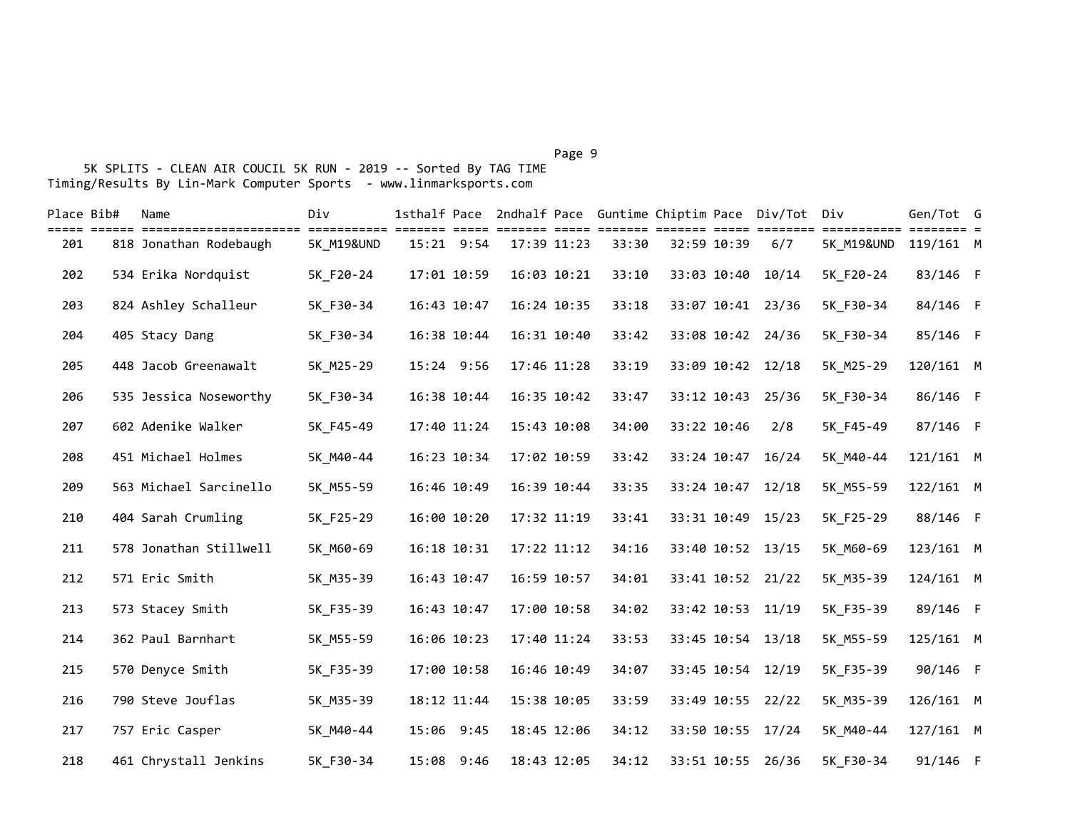5K SPLITS - CLEAN AIR COUCIL 5K RUN - 2019 -- Sorted By TAG TIME

Timing/Results By Lin-Mark Computer Sports - www.linmarksports.com

| Place | Bib# | Name | Div | 1sthalf | Pace | 2ndhalf | Pace | Guntime | Chiptim | Pace | Div/Tot | Div | Gen/Tot | G |
|---|---|---|---|---|---|---|---|---|---|---|---|---|---|---|
| 201 | 818 | Jonathan Rodebaugh | 5K_M19&UND | 15:21 | 9:54 | 17:39 | 11:23 | 33:30 | 32:59 | 10:39 | 6/7 | 5K_M19&UND | 119/161 | M |
| 202 | 534 | Erika Nordquist | 5K_F20-24 | 17:01 | 10:59 | 16:03 | 10:21 | 33:10 | 33:03 | 10:40 | 10/14 | 5K_F20-24 | 83/146 | F |
| 203 | 824 | Ashley Schalleur | 5K_F30-34 | 16:43 | 10:47 | 16:24 | 10:35 | 33:18 | 33:07 | 10:41 | 23/36 | 5K_F30-34 | 84/146 | F |
| 204 | 405 | Stacy Dang | 5K_F30-34 | 16:38 | 10:44 | 16:31 | 10:40 | 33:42 | 33:08 | 10:42 | 24/36 | 5K_F30-34 | 85/146 | F |
| 205 | 448 | Jacob Greenawalt | 5K_M25-29 | 15:24 | 9:56 | 17:46 | 11:28 | 33:19 | 33:09 | 10:42 | 12/18 | 5K_M25-29 | 120/161 | M |
| 206 | 535 | Jessica Noseworthy | 5K_F30-34 | 16:38 | 10:44 | 16:35 | 10:42 | 33:47 | 33:12 | 10:43 | 25/36 | 5K_F30-34 | 86/146 | F |
| 207 | 602 | Adenike Walker | 5K_F45-49 | 17:40 | 11:24 | 15:43 | 10:08 | 34:00 | 33:22 | 10:46 | 2/8 | 5K_F45-49 | 87/146 | F |
| 208 | 451 | Michael Holmes | 5K_M40-44 | 16:23 | 10:34 | 17:02 | 10:59 | 33:42 | 33:24 | 10:47 | 16/24 | 5K_M40-44 | 121/161 | M |
| 209 | 563 | Michael Sarcinello | 5K_M55-59 | 16:46 | 10:49 | 16:39 | 10:44 | 33:35 | 33:24 | 10:47 | 12/18 | 5K_M55-59 | 122/161 | M |
| 210 | 404 | Sarah Crumling | 5K_F25-29 | 16:00 | 10:20 | 17:32 | 11:19 | 33:41 | 33:31 | 10:49 | 15/23 | 5K_F25-29 | 88/146 | F |
| 211 | 578 | Jonathan Stillwell | 5K_M60-69 | 16:18 | 10:31 | 17:22 | 11:12 | 34:16 | 33:40 | 10:52 | 13/15 | 5K_M60-69 | 123/161 | M |
| 212 | 571 | Eric Smith | 5K_M35-39 | 16:43 | 10:47 | 16:59 | 10:57 | 34:01 | 33:41 | 10:52 | 21/22 | 5K_M35-39 | 124/161 | M |
| 213 | 573 | Stacey Smith | 5K_F35-39 | 16:43 | 10:47 | 17:00 | 10:58 | 34:02 | 33:42 | 10:53 | 11/19 | 5K_F35-39 | 89/146 | F |
| 214 | 362 | Paul Barnhart | 5K_M55-59 | 16:06 | 10:23 | 17:40 | 11:24 | 33:53 | 33:45 | 10:54 | 13/18 | 5K_M55-59 | 125/161 | M |
| 215 | 570 | Denyce Smith | 5K_F35-39 | 17:00 | 10:58 | 16:46 | 10:49 | 34:07 | 33:45 | 10:54 | 12/19 | 5K_F35-39 | 90/146 | F |
| 216 | 790 | Steve Jouflas | 5K_M35-39 | 18:12 | 11:44 | 15:38 | 10:05 | 33:59 | 33:49 | 10:55 | 22/22 | 5K_M35-39 | 126/161 | M |
| 217 | 757 | Eric Casper | 5K_M40-44 | 15:06 | 9:45 | 18:45 | 12:06 | 34:12 | 33:50 | 10:55 | 17/24 | 5K_M40-44 | 127/161 | M |
| 218 | 461 | Chrystall Jenkins | 5K_F30-34 | 15:08 | 9:46 | 18:43 | 12:05 | 34:12 | 33:51 | 10:55 | 26/36 | 5K_F30-34 | 91/146 | F |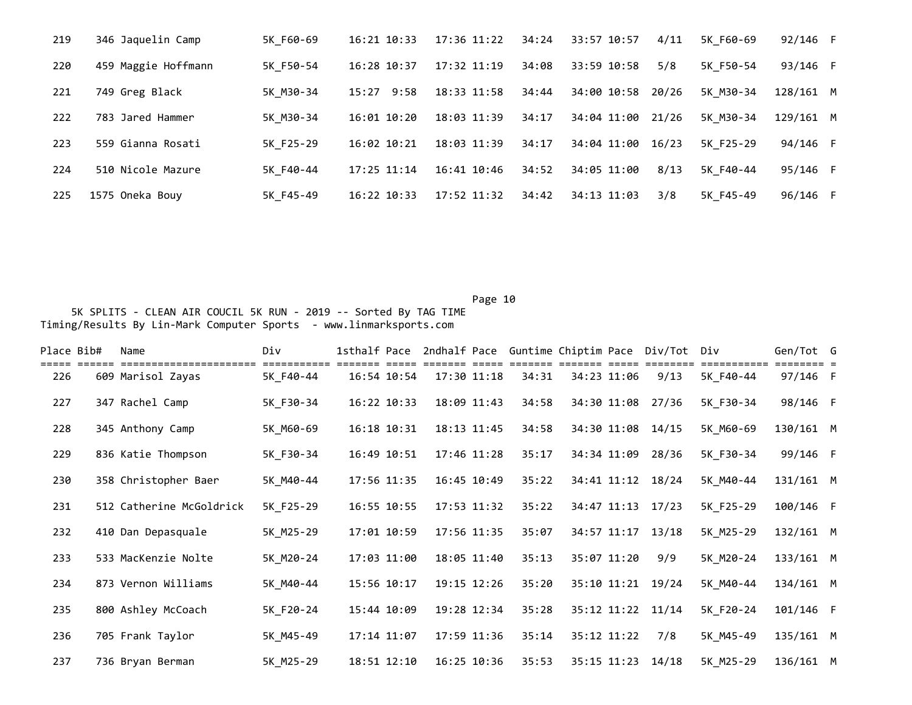| Place | Bib# | Name | Div | 1sthalf | Pace | 2ndhalf | Pace | Guntime | Chiptim | Pace | Div/Tot | Div | Gen/Tot | G |
|---|---|---|---|---|---|---|---|---|---|---|---|---|---|---|
| 219 | 346 | Jaquelin Camp | 5K_F60-69 | 16:21 | 10:33 | 17:36 | 11:22 | 34:24 | 33:57 | 10:57 | 4/11 | 5K_F60-69 | 92/146 | F |
| 220 | 459 | Maggie Hoffmann | 5K_F50-54 | 16:28 | 10:37 | 17:32 | 11:19 | 34:08 | 33:59 | 10:58 | 5/8 | 5K_F50-54 | 93/146 | F |
| 221 | 749 | Greg Black | 5K_M30-34 | 15:27 | 9:58 | 18:33 | 11:58 | 34:44 | 34:00 | 10:58 | 20/26 | 5K_M30-34 | 128/161 | M |
| 222 | 783 | Jared Hammer | 5K_M30-34 | 16:01 | 10:20 | 18:03 | 11:39 | 34:17 | 34:04 | 11:00 | 21/26 | 5K_M30-34 | 129/161 | M |
| 223 | 559 | Gianna Rosati | 5K_F25-29 | 16:02 | 10:21 | 18:03 | 11:39 | 34:17 | 34:04 | 11:00 | 16/23 | 5K_F25-29 | 94/146 | F |
| 224 | 510 | Nicole Mazure | 5K_F40-44 | 17:25 | 11:14 | 16:41 | 10:46 | 34:52 | 34:05 | 11:00 | 8/13 | 5K_F40-44 | 95/146 | F |
| 225 | 1575 | Oneka Bouy | 5K_F45-49 | 16:22 | 10:33 | 17:52 | 11:32 | 34:42 | 34:13 | 11:03 | 3/8 | 5K_F45-49 | 96/146 | F |

5K SPLITS - CLEAN AIR COUCIL 5K RUN - 2019 -- Sorted By TAG TIME
Timing/Results By Lin-Mark Computer Sports - www.linmarksports.com

| Place | Bib# | Name | Div | 1sthalf | Pace | 2ndhalf | Pace | Guntime | Chiptim | Pace | Div/Tot | Div | Gen/Tot | G |
|---|---|---|---|---|---|---|---|---|---|---|---|---|---|---|
| 226 | 609 | Marisol Zayas | 5K_F40-44 | 16:54 | 10:54 | 17:30 | 11:18 | 34:31 | 34:23 | 11:06 | 9/13 | 5K_F40-44 | 97/146 | F |
| 227 | 347 | Rachel Camp | 5K_F30-34 | 16:22 | 10:33 | 18:09 | 11:43 | 34:58 | 34:30 | 11:08 | 27/36 | 5K_F30-34 | 98/146 | F |
| 228 | 345 | Anthony Camp | 5K_M60-69 | 16:18 | 10:31 | 18:13 | 11:45 | 34:58 | 34:30 | 11:08 | 14/15 | 5K_M60-69 | 130/161 | M |
| 229 | 836 | Katie Thompson | 5K_F30-34 | 16:49 | 10:51 | 17:46 | 11:28 | 35:17 | 34:34 | 11:09 | 28/36 | 5K_F30-34 | 99/146 | F |
| 230 | 358 | Christopher Baer | 5K_M40-44 | 17:56 | 11:35 | 16:45 | 10:49 | 35:22 | 34:41 | 11:12 | 18/24 | 5K_M40-44 | 131/161 | M |
| 231 | 512 | Catherine McGoldrick | 5K_F25-29 | 16:55 | 10:55 | 17:53 | 11:32 | 35:22 | 34:47 | 11:13 | 17/23 | 5K_F25-29 | 100/146 | F |
| 232 | 410 | Dan Depasquale | 5K_M25-29 | 17:01 | 10:59 | 17:56 | 11:35 | 35:07 | 34:57 | 11:17 | 13/18 | 5K_M25-29 | 132/161 | M |
| 233 | 533 | MacKenzie Nolte | 5K_M20-24 | 17:03 | 11:00 | 18:05 | 11:40 | 35:13 | 35:07 | 11:20 | 9/9 | 5K_M20-24 | 133/161 | M |
| 234 | 873 | Vernon Williams | 5K_M40-44 | 15:56 | 10:17 | 19:15 | 12:26 | 35:20 | 35:10 | 11:21 | 19/24 | 5K_M40-44 | 134/161 | M |
| 235 | 800 | Ashley McCoach | 5K_F20-24 | 15:44 | 10:09 | 19:28 | 12:34 | 35:28 | 35:12 | 11:22 | 11/14 | 5K_F20-24 | 101/146 | F |
| 236 | 705 | Frank Taylor | 5K_M45-49 | 17:14 | 11:07 | 17:59 | 11:36 | 35:14 | 35:12 | 11:22 | 7/8 | 5K_M45-49 | 135/161 | M |
| 237 | 736 | Bryan Berman | 5K_M25-29 | 18:51 | 12:10 | 16:25 | 10:36 | 35:53 | 35:15 | 11:23 | 14/18 | 5K_M25-29 | 136/161 | M |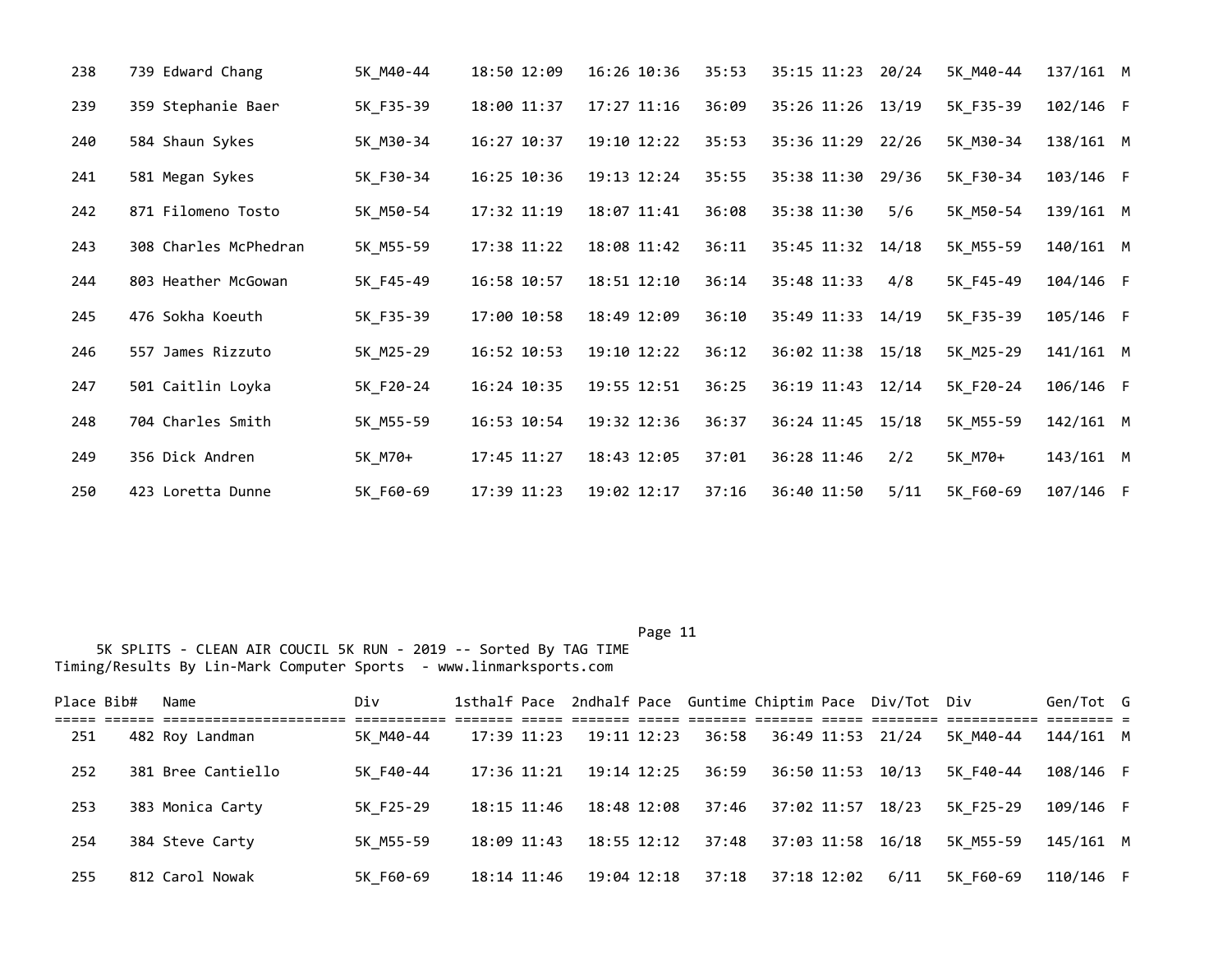| Place | Bib# | Name | Div | 1sthalf | Pace | 2ndhalf | Pace | Guntime | Chiptim | Pace | Div/Tot | Div | Gen/Tot | G |
|---|---|---|---|---|---|---|---|---|---|---|---|---|---|---|
| 238 | 739 | Edward Chang | 5K_M40-44 | 18:50 | 12:09 | 16:26 | 10:36 | 35:53 | 35:15 | 11:23 | 20/24 | 5K_M40-44 | 137/161 | M |
| 239 | 359 | Stephanie Baer | 5K_F35-39 | 18:00 | 11:37 | 17:27 | 11:16 | 36:09 | 35:26 | 11:26 | 13/19 | 5K_F35-39 | 102/146 | F |
| 240 | 584 | Shaun Sykes | 5K_M30-34 | 16:27 | 10:37 | 19:10 | 12:22 | 35:53 | 35:36 | 11:29 | 22/26 | 5K_M30-34 | 138/161 | M |
| 241 | 581 | Megan Sykes | 5K_F30-34 | 16:25 | 10:36 | 19:13 | 12:24 | 35:55 | 35:38 | 11:30 | 29/36 | 5K_F30-34 | 103/146 | F |
| 242 | 871 | Filomeno Tosto | 5K_M50-54 | 17:32 | 11:19 | 18:07 | 11:41 | 36:08 | 35:38 | 11:30 | 5/6 | 5K_M50-54 | 139/161 | M |
| 243 | 308 | Charles McPhedran | 5K_M55-59 | 17:38 | 11:22 | 18:08 | 11:42 | 36:11 | 35:45 | 11:32 | 14/18 | 5K_M55-59 | 140/161 | M |
| 244 | 803 | Heather McGowan | 5K_F45-49 | 16:58 | 10:57 | 18:51 | 12:10 | 36:14 | 35:48 | 11:33 | 4/8 | 5K_F45-49 | 104/146 | F |
| 245 | 476 | Sokha Koeuth | 5K_F35-39 | 17:00 | 10:58 | 18:49 | 12:09 | 36:10 | 35:49 | 11:33 | 14/19 | 5K_F35-39 | 105/146 | F |
| 246 | 557 | James Rizzuto | 5K_M25-29 | 16:52 | 10:53 | 19:10 | 12:22 | 36:12 | 36:02 | 11:38 | 15/18 | 5K_M25-29 | 141/161 | M |
| 247 | 501 | Caitlin Loyka | 5K_F20-24 | 16:24 | 10:35 | 19:55 | 12:51 | 36:25 | 36:19 | 11:43 | 12/14 | 5K_F20-24 | 106/146 | F |
| 248 | 704 | Charles Smith | 5K_M55-59 | 16:53 | 10:54 | 19:32 | 12:36 | 36:37 | 36:24 | 11:45 | 15/18 | 5K_M55-59 | 142/161 | M |
| 249 | 356 | Dick Andren | 5K_M70+ | 17:45 | 11:27 | 18:43 | 12:05 | 37:01 | 36:28 | 11:46 | 2/2 | 5K_M70+ | 143/161 | M |
| 250 | 423 | Loretta Dunne | 5K_F60-69 | 17:39 | 11:23 | 19:02 | 12:17 | 37:16 | 36:40 | 11:50 | 5/11 | 5K_F60-69 | 107/146 | F |

5K SPLITS - CLEAN AIR COUCIL 5K RUN - 2019 -- Sorted By TAG TIME
Timing/Results By Lin-Mark Computer Sports - www.linmarksports.com

| Place | Bib# | Name | Div | 1sthalf | Pace | 2ndhalf | Pace | Guntime | Chiptim | Pace | Div/Tot | Div | Gen/Tot | G |
|---|---|---|---|---|---|---|---|---|---|---|---|---|---|---|
| 251 | 482 | Roy Landman | 5K_M40-44 | 17:39 | 11:23 | 19:11 | 12:23 | 36:58 | 36:49 | 11:53 | 21/24 | 5K_M40-44 | 144/161 | M |
| 252 | 381 | Bree Cantiello | 5K_F40-44 | 17:36 | 11:21 | 19:14 | 12:25 | 36:59 | 36:50 | 11:53 | 10/13 | 5K_F40-44 | 108/146 | F |
| 253 | 383 | Monica Carty | 5K_F25-29 | 18:15 | 11:46 | 18:48 | 12:08 | 37:46 | 37:02 | 11:57 | 18/23 | 5K_F25-29 | 109/146 | F |
| 254 | 384 | Steve Carty | 5K_M55-59 | 18:09 | 11:43 | 18:55 | 12:12 | 37:48 | 37:03 | 11:58 | 16/18 | 5K_M55-59 | 145/161 | M |
| 255 | 812 | Carol Nowak | 5K_F60-69 | 18:14 | 11:46 | 19:04 | 12:18 | 37:18 | 37:18 | 12:02 | 6/11 | 5K_F60-69 | 110/146 | F |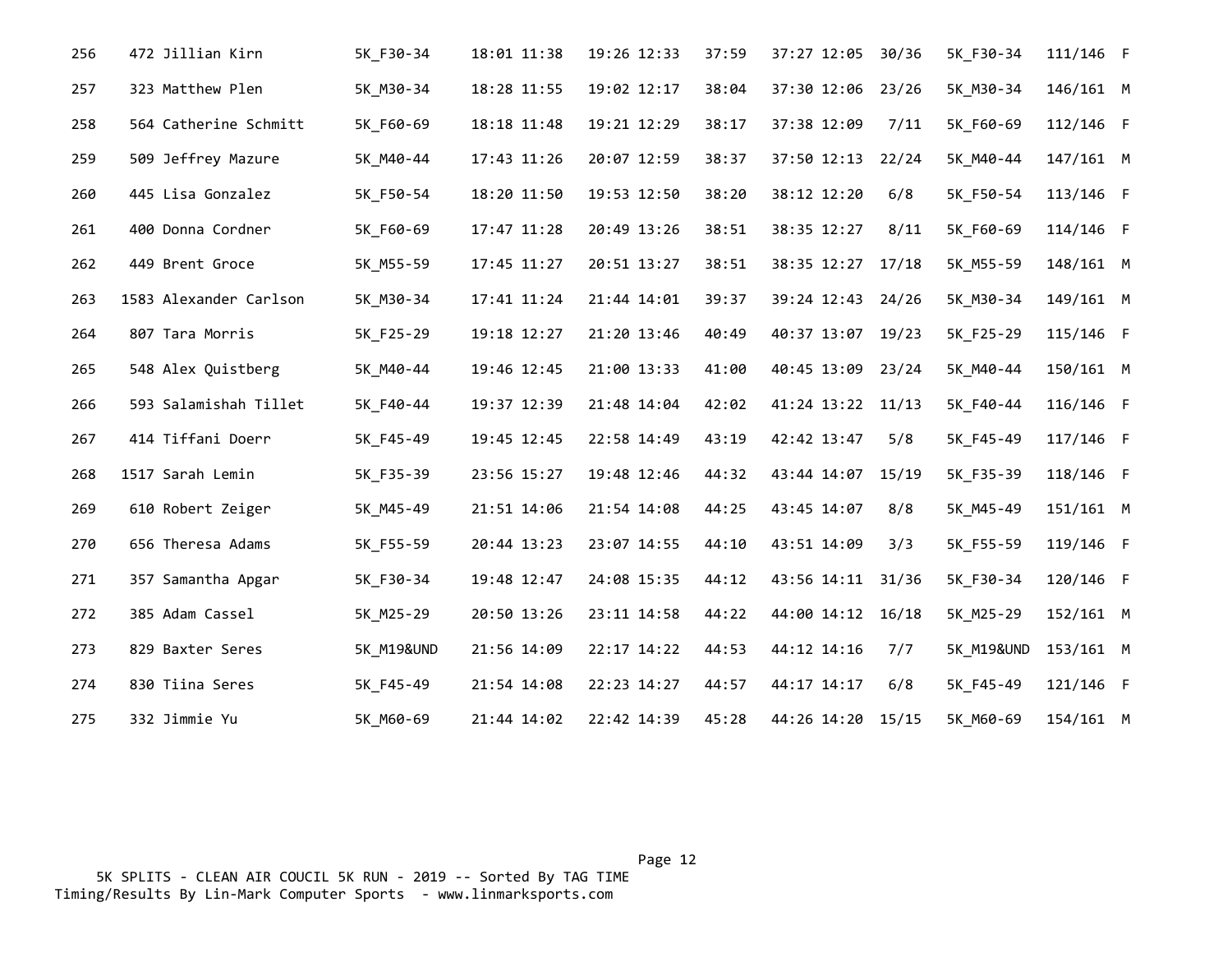| | | | | | | | | | | | |
|---|---|---|---|---|---|---|---|---|---|---|---|
| 256 | 472 Jillian Kirn | 5K_F30-34 | 18:01 11:38 | 19:26 12:33 | 37:59 | 37:27 12:05 | 30/36 | 5K_F30-34 | 111/146 | F |
| 257 | 323 Matthew Plen | 5K_M30-34 | 18:28 11:55 | 19:02 12:17 | 38:04 | 37:30 12:06 | 23/26 | 5K_M30-34 | 146/161 | M |
| 258 | 564 Catherine Schmitt | 5K_F60-69 | 18:18 11:48 | 19:21 12:29 | 38:17 | 37:38 12:09 | 7/11 | 5K_F60-69 | 112/146 | F |
| 259 | 509 Jeffrey Mazure | 5K_M40-44 | 17:43 11:26 | 20:07 12:59 | 38:37 | 37:50 12:13 | 22/24 | 5K_M40-44 | 147/161 | M |
| 260 | 445 Lisa Gonzalez | 5K_F50-54 | 18:20 11:50 | 19:53 12:50 | 38:20 | 38:12 12:20 | 6/8 | 5K_F50-54 | 113/146 | F |
| 261 | 400 Donna Cordner | 5K_F60-69 | 17:47 11:28 | 20:49 13:26 | 38:51 | 38:35 12:27 | 8/11 | 5K_F60-69 | 114/146 | F |
| 262 | 449 Brent Groce | 5K_M55-59 | 17:45 11:27 | 20:51 13:27 | 38:51 | 38:35 12:27 | 17/18 | 5K_M55-59 | 148/161 | M |
| 263 | 1583 Alexander Carlson | 5K_M30-34 | 17:41 11:24 | 21:44 14:01 | 39:37 | 39:24 12:43 | 24/26 | 5K_M30-34 | 149/161 | M |
| 264 | 807 Tara Morris | 5K_F25-29 | 19:18 12:27 | 21:20 13:46 | 40:49 | 40:37 13:07 | 19/23 | 5K_F25-29 | 115/146 | F |
| 265 | 548 Alex Quistberg | 5K_M40-44 | 19:46 12:45 | 21:00 13:33 | 41:00 | 40:45 13:09 | 23/24 | 5K_M40-44 | 150/161 | M |
| 266 | 593 Salamishah Tillet | 5K_F40-44 | 19:37 12:39 | 21:48 14:04 | 42:02 | 41:24 13:22 | 11/13 | 5K_F40-44 | 116/146 | F |
| 267 | 414 Tiffani Doerr | 5K_F45-49 | 19:45 12:45 | 22:58 14:49 | 43:19 | 42:42 13:47 | 5/8 | 5K_F45-49 | 117/146 | F |
| 268 | 1517 Sarah Lemin | 5K_F35-39 | 23:56 15:27 | 19:48 12:46 | 44:32 | 43:44 14:07 | 15/19 | 5K_F35-39 | 118/146 | F |
| 269 | 610 Robert Zeiger | 5K_M45-49 | 21:51 14:06 | 21:54 14:08 | 44:25 | 43:45 14:07 | 8/8 | 5K_M45-49 | 151/161 | M |
| 270 | 656 Theresa Adams | 5K_F55-59 | 20:44 13:23 | 23:07 14:55 | 44:10 | 43:51 14:09 | 3/3 | 5K_F55-59 | 119/146 | F |
| 271 | 357 Samantha Apgar | 5K_F30-34 | 19:48 12:47 | 24:08 15:35 | 44:12 | 43:56 14:11 | 31/36 | 5K_F30-34 | 120/146 | F |
| 272 | 385 Adam Cassel | 5K_M25-29 | 20:50 13:26 | 23:11 14:58 | 44:22 | 44:00 14:12 | 16/18 | 5K_M25-29 | 152/161 | M |
| 273 | 829 Baxter Seres | 5K_M19&UND | 21:56 14:09 | 22:17 14:22 | 44:53 | 44:12 14:16 | 7/7 | 5K_M19&UND | 153/161 | M |
| 274 | 830 Tiina Seres | 5K_F45-49 | 21:54 14:08 | 22:23 14:27 | 44:57 | 44:17 14:17 | 6/8 | 5K_F45-49 | 121/146 | F |
| 275 | 332 Jimmie Yu | 5K_M60-69 | 21:44 14:02 | 22:42 14:39 | 45:28 | 44:26 14:20 | 15/15 | 5K_M60-69 | 154/161 | M |

5K SPLITS - CLEAN AIR COUCIL 5K RUN - 2019 -- Sorted By TAG TIME
Timing/Results By Lin-Mark Computer Sports - www.linmarksports.com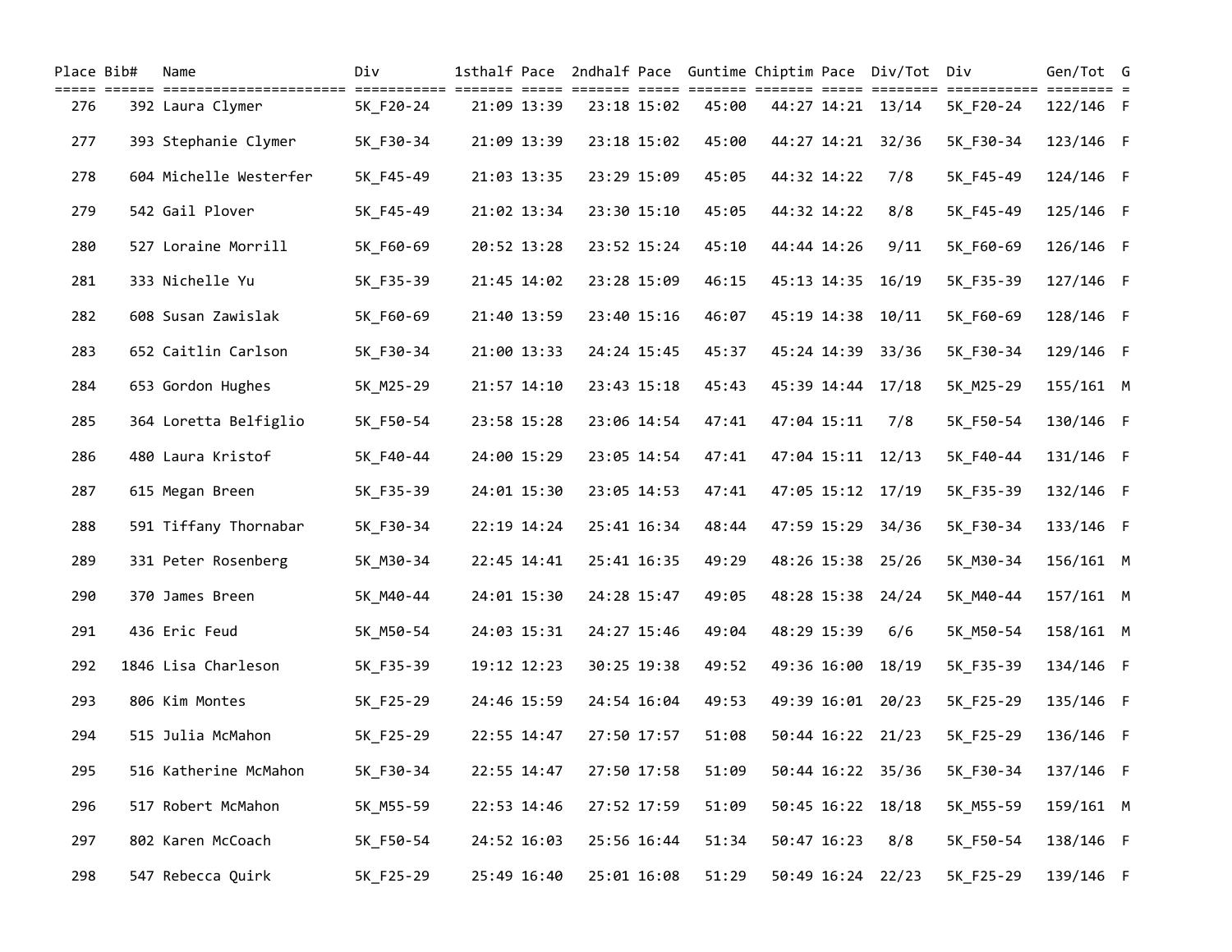| Place | Bib# | Name | Div | 1sthalf | Pace | 2ndhalf | Pace | Guntime | Chiptim | Pace | Div/Tot | Div | Gen/Tot | G |
|---|---|---|---|---|---|---|---|---|---|---|---|---|---|---|
| 276 | 392 | Laura Clymer | 5K_F20-24 | 21:09 | 13:39 | 23:18 | 15:02 | 45:00 | 44:27 | 14:21 | 13/14 | 5K_F20-24 | 122/146 | F |
| 277 | 393 | Stephanie Clymer | 5K_F30-34 | 21:09 | 13:39 | 23:18 | 15:02 | 45:00 | 44:27 | 14:21 | 32/36 | 5K_F30-34 | 123/146 | F |
| 278 | 604 | Michelle Westerfer | 5K_F45-49 | 21:03 | 13:35 | 23:29 | 15:09 | 45:05 | 44:32 | 14:22 | 7/8 | 5K_F45-49 | 124/146 | F |
| 279 | 542 | Gail Plover | 5K_F45-49 | 21:02 | 13:34 | 23:30 | 15:10 | 45:05 | 44:32 | 14:22 | 8/8 | 5K_F45-49 | 125/146 | F |
| 280 | 527 | Loraine Morrill | 5K_F60-69 | 20:52 | 13:28 | 23:52 | 15:24 | 45:10 | 44:44 | 14:26 | 9/11 | 5K_F60-69 | 126/146 | F |
| 281 | 333 | Nichelle Yu | 5K_F35-39 | 21:45 | 14:02 | 23:28 | 15:09 | 46:15 | 45:13 | 14:35 | 16/19 | 5K_F35-39 | 127/146 | F |
| 282 | 608 | Susan Zawislak | 5K_F60-69 | 21:40 | 13:59 | 23:40 | 15:16 | 46:07 | 45:19 | 14:38 | 10/11 | 5K_F60-69 | 128/146 | F |
| 283 | 652 | Caitlin Carlson | 5K_F30-34 | 21:00 | 13:33 | 24:24 | 15:45 | 45:37 | 45:24 | 14:39 | 33/36 | 5K_F30-34 | 129/146 | F |
| 284 | 653 | Gordon Hughes | 5K_M25-29 | 21:57 | 14:10 | 23:43 | 15:18 | 45:43 | 45:39 | 14:44 | 17/18 | 5K_M25-29 | 155/161 | M |
| 285 | 364 | Loretta Belfiglio | 5K_F50-54 | 23:58 | 15:28 | 23:06 | 14:54 | 47:41 | 47:04 | 15:11 | 7/8 | 5K_F50-54 | 130/146 | F |
| 286 | 480 | Laura Kristof | 5K_F40-44 | 24:00 | 15:29 | 23:05 | 14:54 | 47:41 | 47:04 | 15:11 | 12/13 | 5K_F40-44 | 131/146 | F |
| 287 | 615 | Megan Breen | 5K_F35-39 | 24:01 | 15:30 | 23:05 | 14:53 | 47:41 | 47:05 | 15:12 | 17/19 | 5K_F35-39 | 132/146 | F |
| 288 | 591 | Tiffany Thornabar | 5K_F30-34 | 22:19 | 14:24 | 25:41 | 16:34 | 48:44 | 47:59 | 15:29 | 34/36 | 5K_F30-34 | 133/146 | F |
| 289 | 331 | Peter Rosenberg | 5K_M30-34 | 22:45 | 14:41 | 25:41 | 16:35 | 49:29 | 48:26 | 15:38 | 25/26 | 5K_M30-34 | 156/161 | M |
| 290 | 370 | James Breen | 5K_M40-44 | 24:01 | 15:30 | 24:28 | 15:47 | 49:05 | 48:28 | 15:38 | 24/24 | 5K_M40-44 | 157/161 | M |
| 291 | 436 | Eric Feud | 5K_M50-54 | 24:03 | 15:31 | 24:27 | 15:46 | 49:04 | 48:29 | 15:39 | 6/6 | 5K_M50-54 | 158/161 | M |
| 292 | 1846 | Lisa Charleson | 5K_F35-39 | 19:12 | 12:23 | 30:25 | 19:38 | 49:52 | 49:36 | 16:00 | 18/19 | 5K_F35-39 | 134/146 | F |
| 293 | 806 | Kim Montes | 5K_F25-29 | 24:46 | 15:59 | 24:54 | 16:04 | 49:53 | 49:39 | 16:01 | 20/23 | 5K_F25-29 | 135/146 | F |
| 294 | 515 | Julia McMahon | 5K_F25-29 | 22:55 | 14:47 | 27:50 | 17:57 | 51:08 | 50:44 | 16:22 | 21/23 | 5K_F25-29 | 136/146 | F |
| 295 | 516 | Katherine McMahon | 5K_F30-34 | 22:55 | 14:47 | 27:50 | 17:58 | 51:09 | 50:44 | 16:22 | 35/36 | 5K_F30-34 | 137/146 | F |
| 296 | 517 | Robert McMahon | 5K_M55-59 | 22:53 | 14:46 | 27:52 | 17:59 | 51:09 | 50:45 | 16:22 | 18/18 | 5K_M55-59 | 159/161 | M |
| 297 | 802 | Karen McCoach | 5K_F50-54 | 24:52 | 16:03 | 25:56 | 16:44 | 51:34 | 50:47 | 16:23 | 8/8 | 5K_F50-54 | 138/146 | F |
| 298 | 547 | Rebecca Quirk | 5K_F25-29 | 25:49 | 16:40 | 25:01 | 16:08 | 51:29 | 50:49 | 16:24 | 22/23 | 5K_F25-29 | 139/146 | F |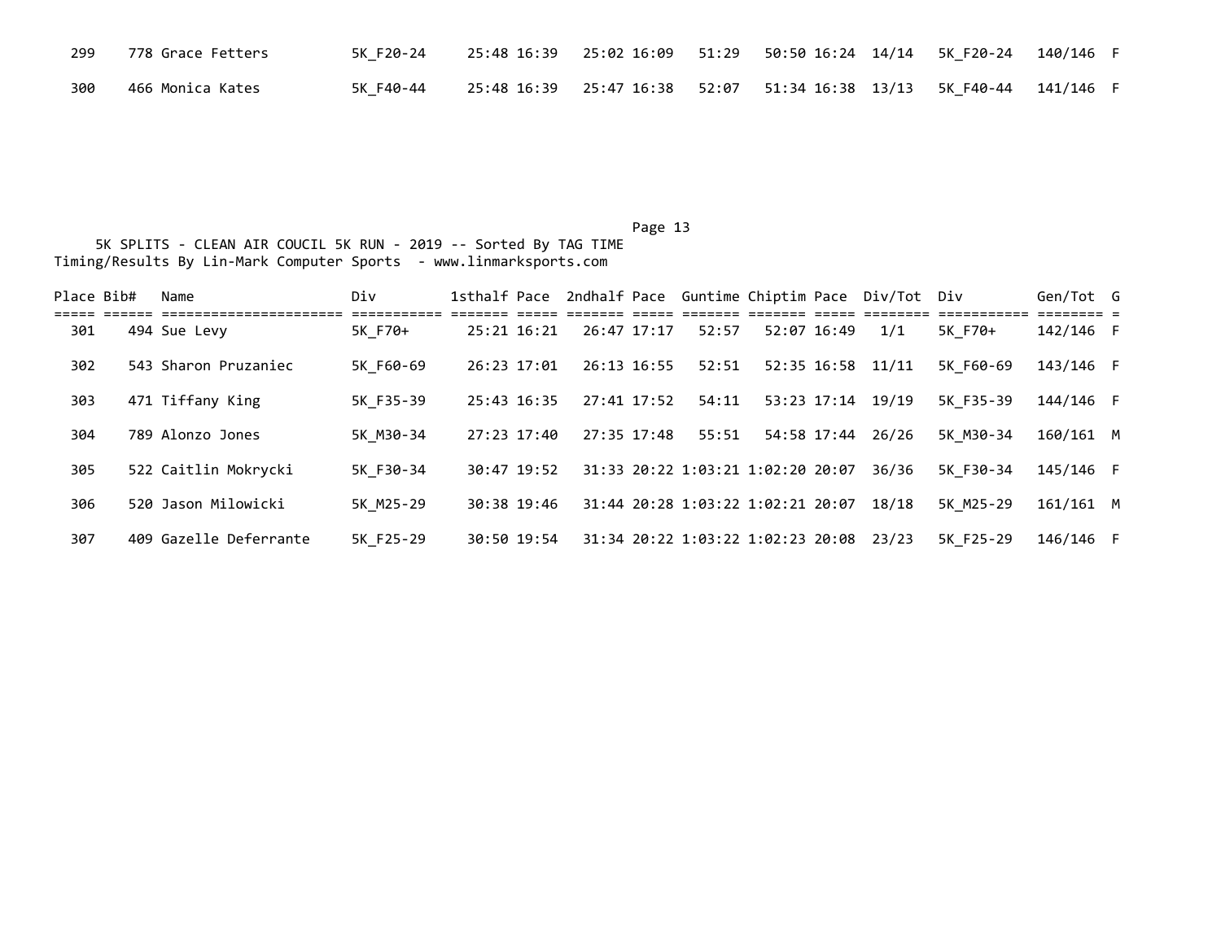| | | | | | | | | | | | | | | |
|---|---|---|---|---|---|---|---|---|---|---|---|---|---|---|
| 299 | 778 | Grace Fetters | 5K_F20-24 | 25:48 | 16:39 | 25:02 | 16:09 | 51:29 | 50:50 | 16:24 | 14/14 | 5K_F20-24 | 140/146 | F |
| 300 | 466 | Monica Kates | 5K_F40-44 | 25:48 | 16:39 | 25:47 | 16:38 | 52:07 | 51:34 | 16:38 | 13/13 | 5K_F40-44 | 141/146 | F |

5K SPLITS - CLEAN AIR COUCIL 5K RUN - 2019 -- Sorted By TAG TIME
Timing/Results By Lin-Mark Computer Sports - www.linmarksports.com

| Place | Bib# | Name | Div | 1sthalf | Pace | 2ndhalf | Pace | Guntime | Chiptim | Pace | Div/Tot | Div | Gen/Tot | G |
|---|---|---|---|---|---|---|---|---|---|---|---|---|---|---|
| 301 | 494 | Sue Levy | 5K_F70+ | 25:21 | 16:21 | 26:47 | 17:17 | 52:57 | 52:07 | 16:49 | 1/1 | 5K_F70+ | 142/146 | F |
| 302 | 543 | Sharon Pruzaniec | 5K_F60-69 | 26:23 | 17:01 | 26:13 | 16:55 | 52:51 | 52:35 | 16:58 | 11/11 | 5K_F60-69 | 143/146 | F |
| 303 | 471 | Tiffany King | 5K_F35-39 | 25:43 | 16:35 | 27:41 | 17:52 | 54:11 | 53:23 | 17:14 | 19/19 | 5K_F35-39 | 144/146 | F |
| 304 | 789 | Alonzo Jones | 5K_M30-34 | 27:23 | 17:40 | 27:35 | 17:48 | 55:51 | 54:58 | 17:44 | 26/26 | 5K_M30-34 | 160/161 | M |
| 305 | 522 | Caitlin Mokrycki | 5K_F30-34 | 30:47 | 19:52 | 31:33 | 20:22 | 1:03:21 | 1:02:20 | 20:07 | 36/36 | 5K_F30-34 | 145/146 | F |
| 306 | 520 | Jason Milowicki | 5K_M25-29 | 30:38 | 19:46 | 31:44 | 20:28 | 1:03:22 | 1:02:21 | 20:07 | 18/18 | 5K_M25-29 | 161/161 | M |
| 307 | 409 | Gazelle Deferrante | 5K_F25-29 | 30:50 | 19:54 | 31:34 | 20:22 | 1:03:22 | 1:02:23 | 20:08 | 23/23 | 5K_F25-29 | 146/146 | F |